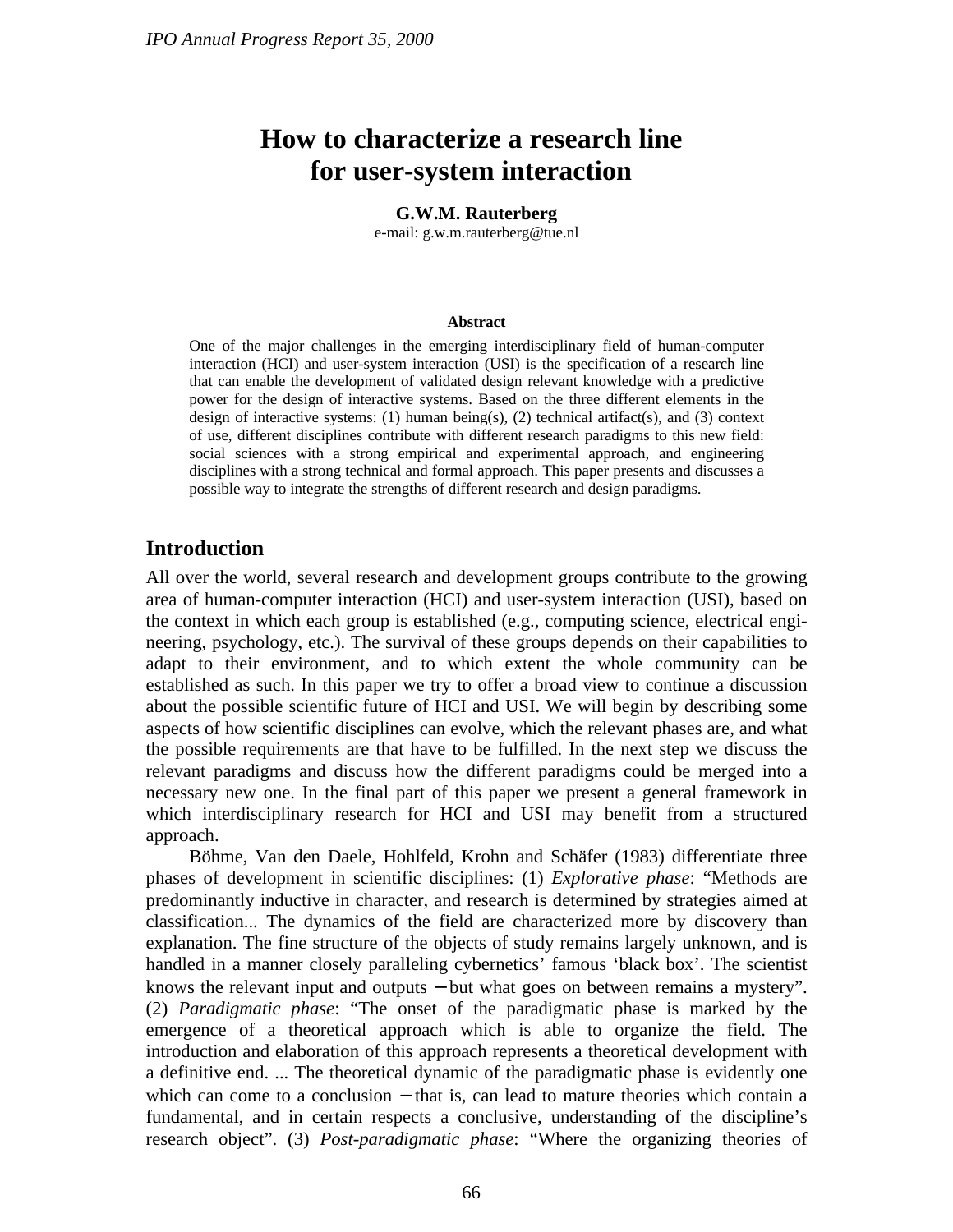# How to characterize a research line for user-system interaction

**G.W.M. Rauterberg**
e-mail: g.w.m.rauterberg@tue.nl

### Abstract

One of the major challenges in the emerging interdisciplinary field of human-computer interaction (HCI) and user-system interaction (USI) is the specification of a research line that can enable the development of validated design relevant knowledge with a predictive power for the design of interactive systems. Based on the three different elements in the design of interactive systems: (1) human being(s), (2) technical artifact(s), and (3) context of use, different disciplines contribute with different research paradigms to this new field: social sciences with a strong empirical and experimental approach, and engineering disciplines with a strong technical and formal approach. This paper presents and discusses a possible way to integrate the strengths of different research and design paradigms.

## Introduction

All over the world, several research and development groups contribute to the growing area of human-computer interaction (HCI) and user-system interaction (USI), based on the context in which each group is established (e.g., computing science, electrical engineering, psychology, etc.). The survival of these groups depends on their capabilities to adapt to their environment, and to which extent the whole community can be established as such. In this paper we try to offer a broad view to continue a discussion about the possible scientific future of HCI and USI. We will begin by describing some aspects of how scientific disciplines can evolve, which the relevant phases are, and what the possible requirements are that have to be fulfilled. In the next step we discuss the relevant paradigms and discuss how the different paradigms could be merged into a necessary new one. In the final part of this paper we present a general framework in which interdisciplinary research for HCI and USI may benefit from a structured approach.

Böhme, Van den Daele, Hohlfeld, Krohn and Schäfer (1983) differentiate three phases of development in scientific disciplines: (1) *Explorative phase*: "Methods are predominantly inductive in character, and research is determined by strategies aimed at classification... The dynamics of the field are characterized more by discovery than explanation. The fine structure of the objects of study remains largely unknown, and is handled in a manner closely paralleling cybernetics' famous 'black box'. The scientist knows the relevant input and outputs – but what goes on between remains a mystery". (2) *Paradigmatic phase*: "The onset of the paradigmatic phase is marked by the emergence of a theoretical approach which is able to organize the field. The introduction and elaboration of this approach represents a theoretical development with a definitive end. ... The theoretical dynamic of the paradigmatic phase is evidently one which can come to a conclusion – that is, can lead to mature theories which contain a fundamental, and in certain respects a conclusive, understanding of the discipline's research object". (3) *Post-paradigmatic phase*: "Where the organizing theories of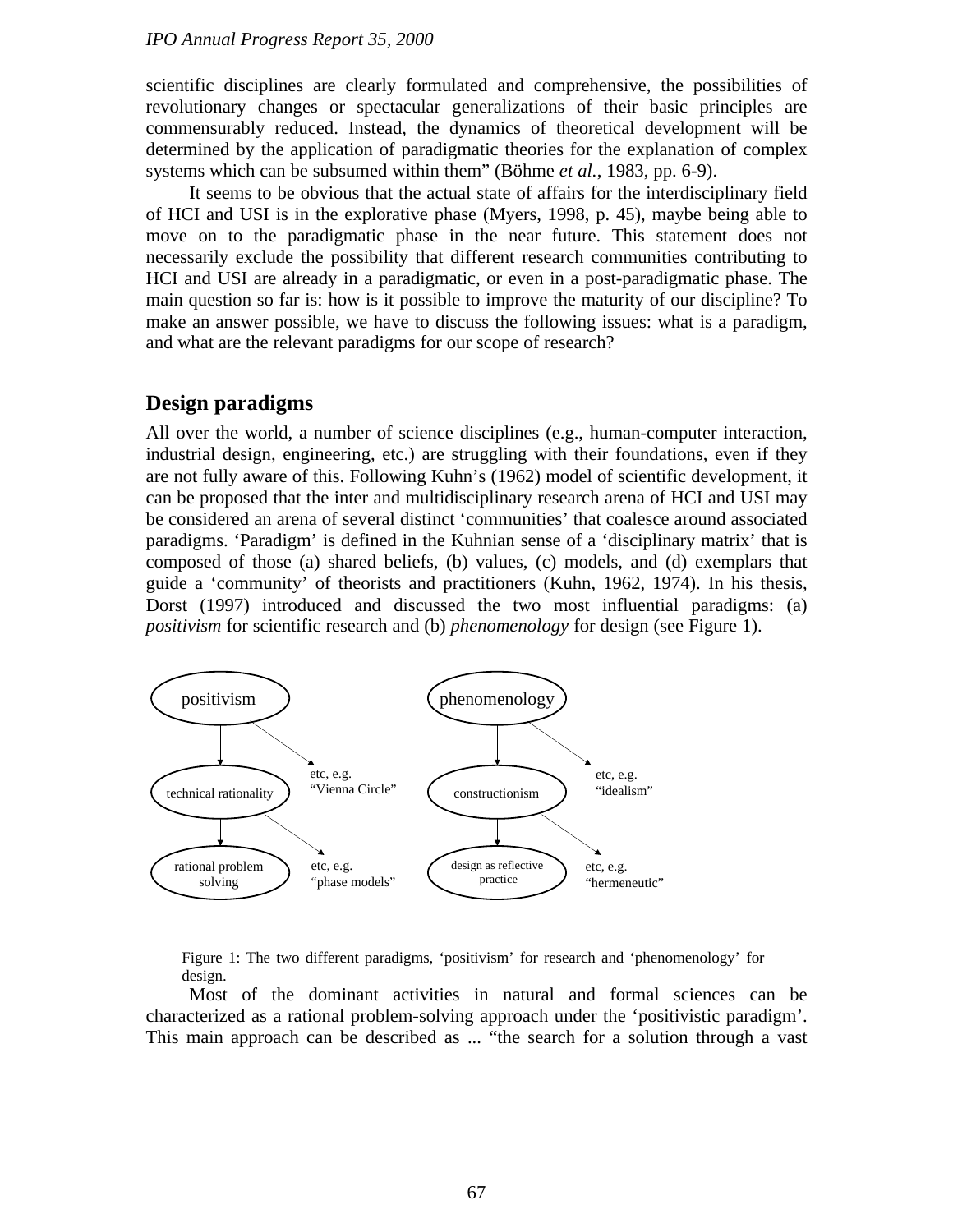scientific disciplines are clearly formulated and comprehensive, the possibilities of revolutionary changes or spectacular generalizations of their basic principles are commensurably reduced. Instead, the dynamics of theoretical development will be determined by the application of paradigmatic theories for the explanation of complex systems which can be subsumed within them" (Böhme *et al.*, 1983, pp. 6-9).

It seems to be obvious that the actual state of affairs for the interdisciplinary field of HCI and USI is in the explorative phase (Myers, 1998, p. 45), maybe being able to move on to the paradigmatic phase in the near future. This statement does not necessarily exclude the possibility that different research communities contributing to HCI and USI are already in a paradigmatic, or even in a post-paradigmatic phase. The main question so far is: how is it possible to improve the maturity of our discipline? To make an answer possible, we have to discuss the following issues: what is a paradigm, and what are the relevant paradigms for our scope of research?

## Design paradigms

All over the world, a number of science disciplines (e.g., human-computer interaction, industrial design, engineering, etc.) are struggling with their foundations, even if they are not fully aware of this. Following Kuhn's (1962) model of scientific development, it can be proposed that the inter and multidisciplinary research arena of HCI and USI may be considered an arena of several distinct 'communities' that coalesce around associated paradigms. 'Paradigm' is defined in the Kuhnian sense of a 'disciplinary matrix' that is composed of those (a) shared beliefs, (b) values, (c) models, and (d) exemplars that guide a 'community' of theorists and practitioners (Kuhn, 1962, 1974). In his thesis, Dorst (1997) introduced and discussed the two most influential paradigms: (a) *positivism* for scientific research and (b) *phenomenology* for design (see Figure 1).

positivism → technical rationality → rational problem solving
positivism → etc, e.g. "Vienna Circle"
technical rationality → etc, e.g. "phase models"

phenomenology → constructionism → design as reflective practice
phenomenology → etc, e.g. "idealism"
constructionism → etc, e.g. "hermeneutic"

Figure 1: The two different paradigms, 'positivism' for research and 'phenomenology' for design.

Most of the dominant activities in natural and formal sciences can be characterized as a rational problem-solving approach under the 'positivistic paradigm'. This main approach can be described as ... "the search for a solution through a vast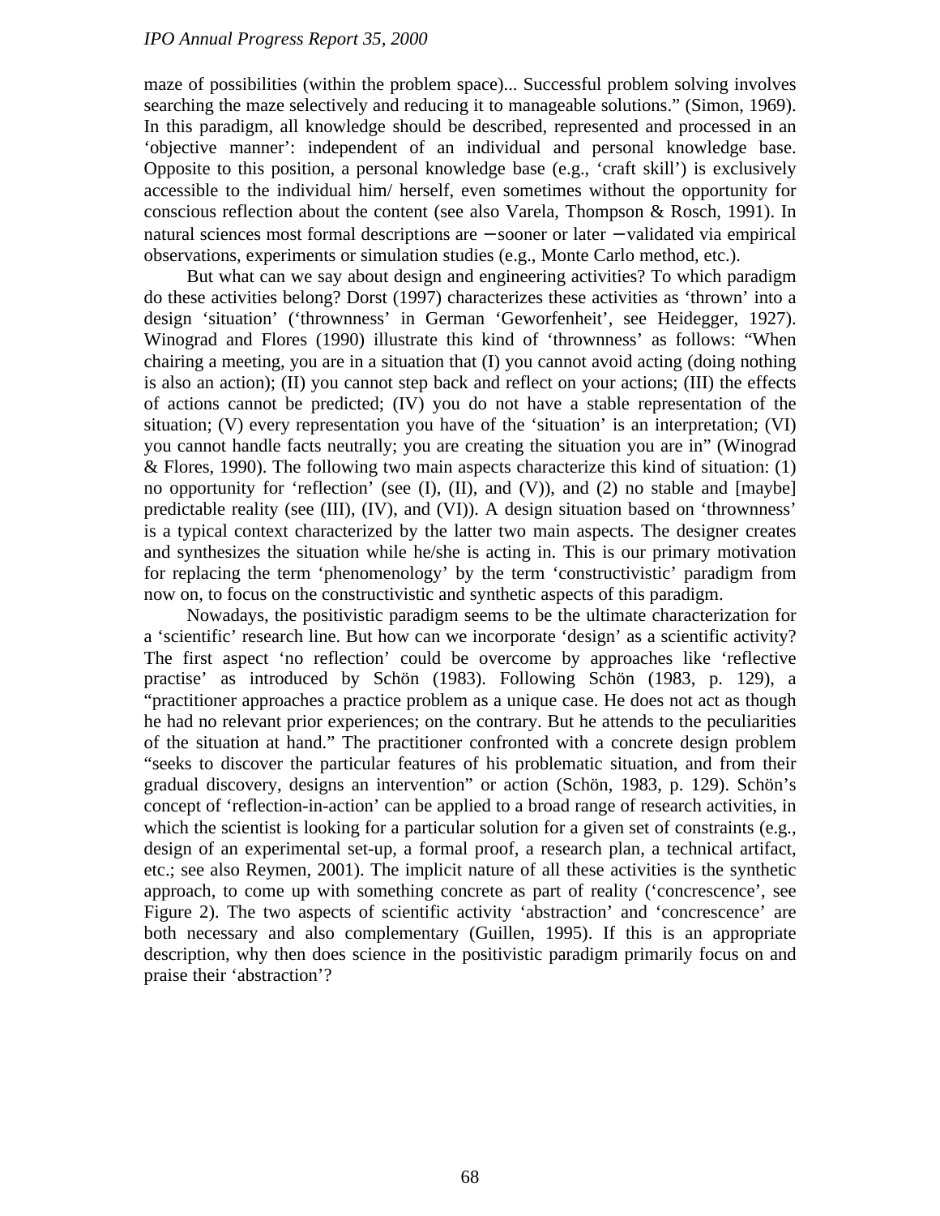maze of possibilities (within the problem space)... Successful problem solving involves searching the maze selectively and reducing it to manageable solutions.” (Simon, 1969). In this paradigm, all knowledge should be described, represented and processed in an ‘objective manner’: independent of an individual and personal knowledge base. Opposite to this position, a personal knowledge base (e.g., ‘craft skill’) is exclusively accessible to the individual him/ herself, even sometimes without the opportunity for conscious reflection about the content (see also Varela, Thompson & Rosch, 1991). In natural sciences most formal descriptions are − sooner or later − validated via empirical observations, experiments or simulation studies (e.g., Monte Carlo method, etc.).

But what can we say about design and engineering activities? To which paradigm do these activities belong? Dorst (1997) characterizes these activities as ‘thrown’ into a design ‘situation’ (‘thrownness’ in German ‘Geworfenheit’, see Heidegger, 1927). Winograd and Flores (1990) illustrate this kind of ‘thrownness’ as follows: “When chairing a meeting, you are in a situation that (I) you cannot avoid acting (doing nothing is also an action); (II) you cannot step back and reflect on your actions; (III) the effects of actions cannot be predicted; (IV) you do not have a stable representation of the situation; (V) every representation you have of the ‘situation’ is an interpretation; (VI) you cannot handle facts neutrally; you are creating the situation you are in” (Winograd & Flores, 1990). The following two main aspects characterize this kind of situation: (1) no opportunity for ‘reflection’ (see (I), (II), and (V)), and (2) no stable and [maybe] predictable reality (see (III), (IV), and (VI)). A design situation based on ‘thrownness’ is a typical context characterized by the latter two main aspects. The designer creates and synthesizes the situation while he/she is acting in. This is our primary motivation for replacing the term ‘phenomenology’ by the term ‘constructivistic’ paradigm from now on, to focus on the constructivistic and synthetic aspects of this paradigm.

Nowadays, the positivistic paradigm seems to be the ultimate characterization for a ‘scientific’ research line. But how can we incorporate ‘design’ as a scientific activity? The first aspect ‘no reflection’ could be overcome by approaches like ‘reflective practise’ as introduced by Schön (1983). Following Schön (1983, p. 129), a “practitioner approaches a practice problem as a unique case. He does not act as though he had no relevant prior experiences; on the contrary. But he attends to the peculiarities of the situation at hand.” The practitioner confronted with a concrete design problem “seeks to discover the particular features of his problematic situation, and from their gradual discovery, designs an intervention” or action (Schön, 1983, p. 129). Schön’s concept of ‘reflection-in-action’ can be applied to a broad range of research activities, in which the scientist is looking for a particular solution for a given set of constraints (e.g., design of an experimental set-up, a formal proof, a research plan, a technical artifact, etc.; see also Reymen, 2001). The implicit nature of all these activities is the synthetic approach, to come up with something concrete as part of reality (‘concrescence’, see Figure 2). The two aspects of scientific activity ‘abstraction’ and ‘concrescence’ are both necessary and also complementary (Guillen, 1995). If this is an appropriate description, why then does science in the positivistic paradigm primarily focus on and praise their ‘abstraction’?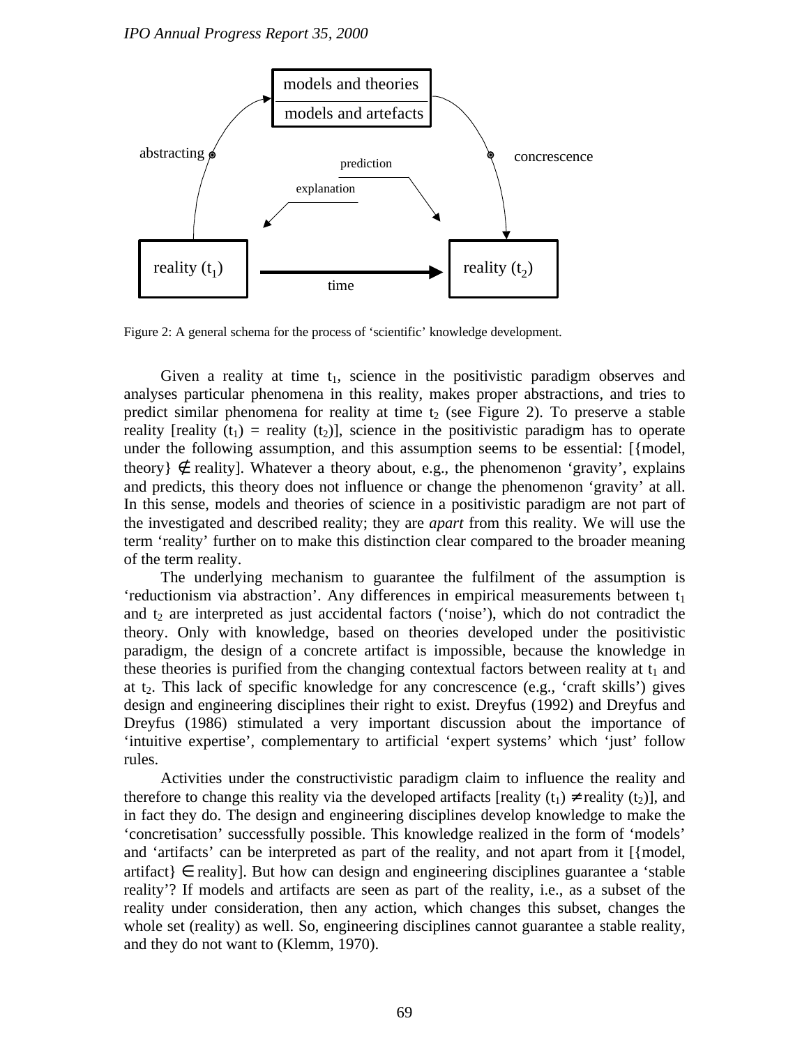models and theories

models and artefacts

abstracting

prediction

concrescence

explanation

reality ($t_1$)

time

reality ($t_2$)

Figure 2: A general schema for the process of 'scientific' knowledge development.

Given a reality at time $t_1$, science in the positivistic paradigm observes and analyses particular phenomena in this reality, makes proper abstractions, and tries to predict similar phenomena for reality at time $t_2$ (see Figure 2). To preserve a stable reality [reality ($t_1$) = reality ($t_2$)], science in the positivistic paradigm has to operate under the following assumption, and this assumption seems to be essential: [{model, theory} $\notin$ reality]. Whatever a theory about, e.g., the phenomenon 'gravity', explains and predicts, this theory does not influence or change the phenomenon 'gravity' at all. In this sense, models and theories of science in a positivistic paradigm are not part of the investigated and described reality; they are *apart* from this reality. We will use the term 'reality' further on to make this distinction clear compared to the broader meaning of the term reality.

The underlying mechanism to guarantee the fulfilment of the assumption is 'reductionism via abstraction'. Any differences in empirical measurements between $t_1$ and $t_2$ are interpreted as just accidental factors ('noise'), which do not contradict the theory. Only with knowledge, based on theories developed under the positivistic paradigm, the design of a concrete artifact is impossible, because the knowledge in these theories is purified from the changing contextual factors between reality at $t_1$ and at $t_2$. This lack of specific knowledge for any concrescence (e.g., 'craft skills') gives design and engineering disciplines their right to exist. Dreyfus (1992) and Dreyfus and Dreyfus (1986) stimulated a very important discussion about the importance of 'intuitive expertise', complementary to artificial 'expert systems' which 'just' follow rules.

Activities under the constructivistic paradigm claim to influence the reality and therefore to change this reality via the developed artifacts [reality ($t_1$) $\neq$ reality ($t_2$)], and in fact they do. The design and engineering disciplines develop knowledge to make the 'concretisation' successfully possible. This knowledge realized in the form of 'models' and 'artifacts' can be interpreted as part of the reality, and not apart from it [{model, artifact} $\in$ reality]. But how can design and engineering disciplines guarantee a 'stable reality'? If models and artifacts are seen as part of the reality, i.e., as a subset of the reality under consideration, then any action, which changes this subset, changes the whole set (reality) as well. So, engineering disciplines cannot guarantee a stable reality, and they do not want to (Klemm, 1970).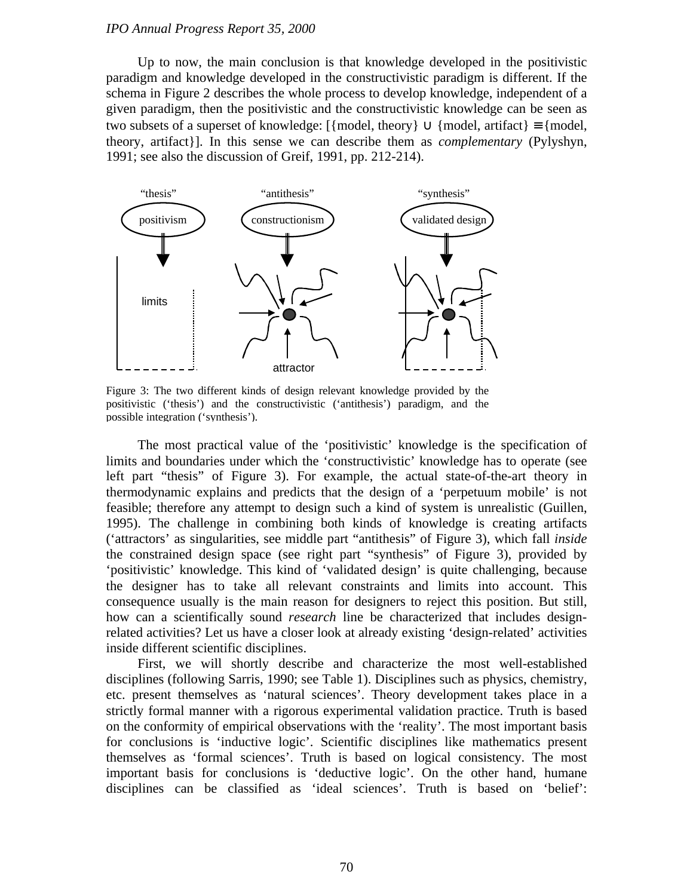Up to now, the main conclusion is that knowledge developed in the positivistic paradigm and knowledge developed in the constructivistic paradigm is different. If the schema in Figure 2 describes the whole process to develop knowledge, independent of a given paradigm, then the positivistic and the constructivistic knowledge can be seen as two subsets of a superset of knowledge: [{model, theory} ∪ {model, artifact} ≡ {model, theory, artifact}]. In this sense we can describe them as *complementary* (Pylyshyn, 1991; see also the discussion of Greif, 1991, pp. 212-214).

Figure 3: The two different kinds of design relevant knowledge provided by the positivistic (‘thesis’) and the constructivistic (‘antithesis’) paradigm, and the possible integration (‘synthesis’).

The most practical value of the ‘positivistic’ knowledge is the specification of limits and boundaries under which the ‘constructivistic’ knowledge has to operate (see left part “thesis” of Figure 3). For example, the actual state-of-the-art theory in thermodynamic explains and predicts that the design of a ‘perpetuum mobile’ is not feasible; therefore any attempt to design such a kind of system is unrealistic (Guillen, 1995). The challenge in combining both kinds of knowledge is creating artifacts (‘attractors’ as singularities, see middle part “antithesis” of Figure 3), which fall *inside* the constrained design space (see right part “synthesis” of Figure 3), provided by ‘positivistic’ knowledge. This kind of ‘validated design’ is quite challenging, because the designer has to take all relevant constraints and limits into account. This consequence usually is the main reason for designers to reject this position. But still, how can a scientifically sound *research* line be characterized that includes design-related activities? Let us have a closer look at already existing ‘design-related’ activities inside different scientific disciplines.

First, we will shortly describe and characterize the most well-established disciplines (following Sarris, 1990; see Table 1). Disciplines such as physics, chemistry, etc. present themselves as ‘natural sciences’. Theory development takes place in a strictly formal manner with a rigorous experimental validation practice. Truth is based on the conformity of empirical observations with the ‘reality’. The most important basis for conclusions is ‘inductive logic’. Scientific disciplines like mathematics present themselves as ‘formal sciences’. Truth is based on logical consistency. The most important basis for conclusions is ‘deductive logic’. On the other hand, humane disciplines can be classified as ‘ideal sciences’. Truth is based on ‘belief’: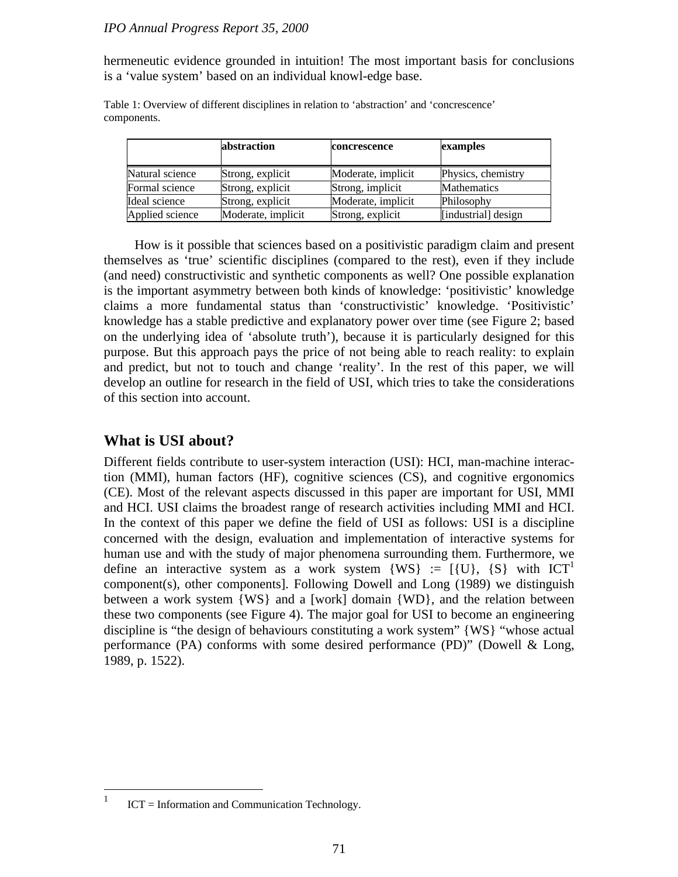hermeneutic evidence grounded in intuition! The most important basis for conclusions is a 'value system' based on an individual knowl-edge base.

Table 1: Overview of different disciplines in relation to 'abstraction' and 'concrescence' components.

| | **abstraction** | **concrescence** | **examples** |
|---|---|---|---|
| Natural science | Strong, explicit | Moderate, implicit | Physics, chemistry |
| Formal science | Strong, explicit | Strong, implicit | Mathematics |
| Ideal science | Strong, explicit | Moderate, implicit | Philosophy |
| Applied science | Moderate, implicit | Strong, explicit | [industrial] design |

How is it possible that sciences based on a positivistic paradigm claim and present themselves as 'true' scientific disciplines (compared to the rest), even if they include (and need) constructivistic and synthetic components as well? One possible explanation is the important asymmetry between both kinds of knowledge: 'positivistic' knowledge claims a more fundamental status than 'constructivistic' knowledge. 'Positivistic' knowledge has a stable predictive and explanatory power over time (see Figure 2; based on the underlying idea of 'absolute truth'), because it is particularly designed for this purpose. But this approach pays the price of not being able to reach reality: to explain and predict, but not to touch and change 'reality'. In the rest of this paper, we will develop an outline for research in the field of USI, which tries to take the considerations of this section into account.

## What is USI about?

Different fields contribute to user-system interaction (USI): HCI, man-machine interac-tion (MMI), human factors (HF), cognitive sciences (CS), and cognitive ergonomics (CE). Most of the relevant aspects discussed in this paper are important for USI, MMI and HCI. USI claims the broadest range of research activities including MMI and HCI. In the context of this paper we define the field of USI as follows: USI is a discipline concerned with the design, evaluation and implementation of interactive systems for human use and with the study of major phenomena surrounding them. Furthermore, we define an interactive system as a work system {WS} := [{U}, {S} with ICT[1] component(s), other components]. Following Dowell and Long (1989) we distinguish between a work system {WS} and a [work] domain {WD}, and the relation between these two components (see Figure 4). The major goal for USI to become an engineering discipline is "the design of behaviours constituting a work system" {WS} "whose actual performance (PA) conforms with some desired performance (PD)" (Dowell & Long, 1989, p. 1522).

[1] ICT = Information and Communication Technology.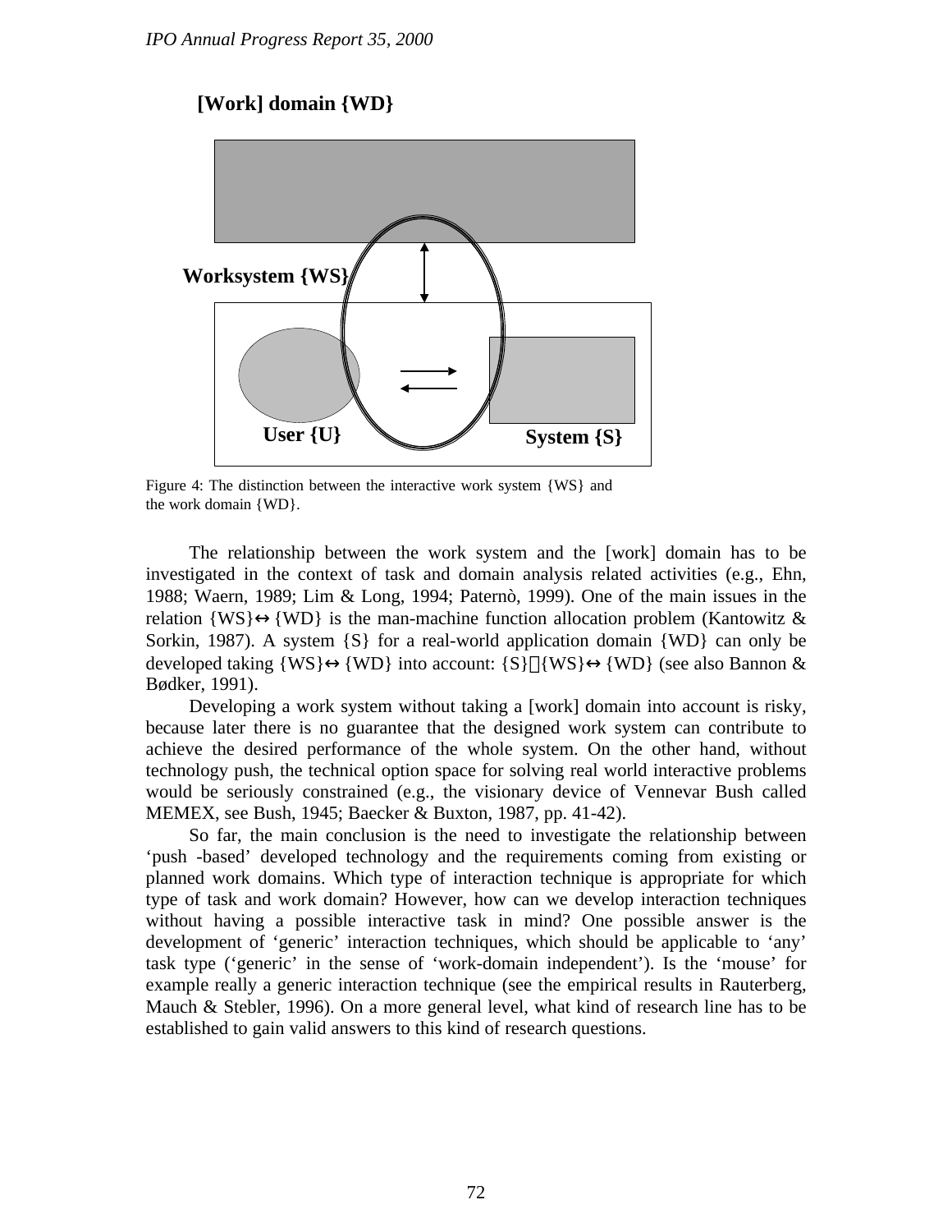[Work] domain {WD}

Worksystem {WS}

User {U}

System {S}

Figure 4: The distinction between the interactive work system {WS} and the work domain {WD}.

The relationship between the work system and the [work] domain has to be investigated in the context of task and domain analysis related activities (e.g., Ehn, 1988; Waern, 1989; Lim & Long, 1994; Paternò, 1999). One of the main issues in the relation {WS}↔{WD} is the man-machine function allocation problem (Kantowitz & Sorkin, 1987). A system {S} for a real-world application domain {WD} can only be developed taking {WS}↔{WD} into account: {S}{WS}↔{WD} (see also Bannon & Bødker, 1991).

Developing a work system without taking a [work] domain into account is risky, because later there is no guarantee that the designed work system can contribute to achieve the desired performance of the whole system. On the other hand, without technology push, the technical option space for solving real world interactive problems would be seriously constrained (e.g., the visionary device of Vennevar Bush called MEMEX, see Bush, 1945; Baecker & Buxton, 1987, pp. 41-42).

So far, the main conclusion is the need to investigate the relationship between 'push -based' developed technology and the requirements coming from existing or planned work domains. Which type of interaction technique is appropriate for which type of task and work domain? However, how can we develop interaction techniques without having a possible interactive task in mind? One possible answer is the development of 'generic' interaction techniques, which should be applicable to 'any' task type ('generic' in the sense of 'work-domain independent'). Is the 'mouse' for example really a generic interaction technique (see the empirical results in Rauterberg, Mauch & Stebler, 1996). On a more general level, what kind of research line has to be established to gain valid answers to this kind of research questions.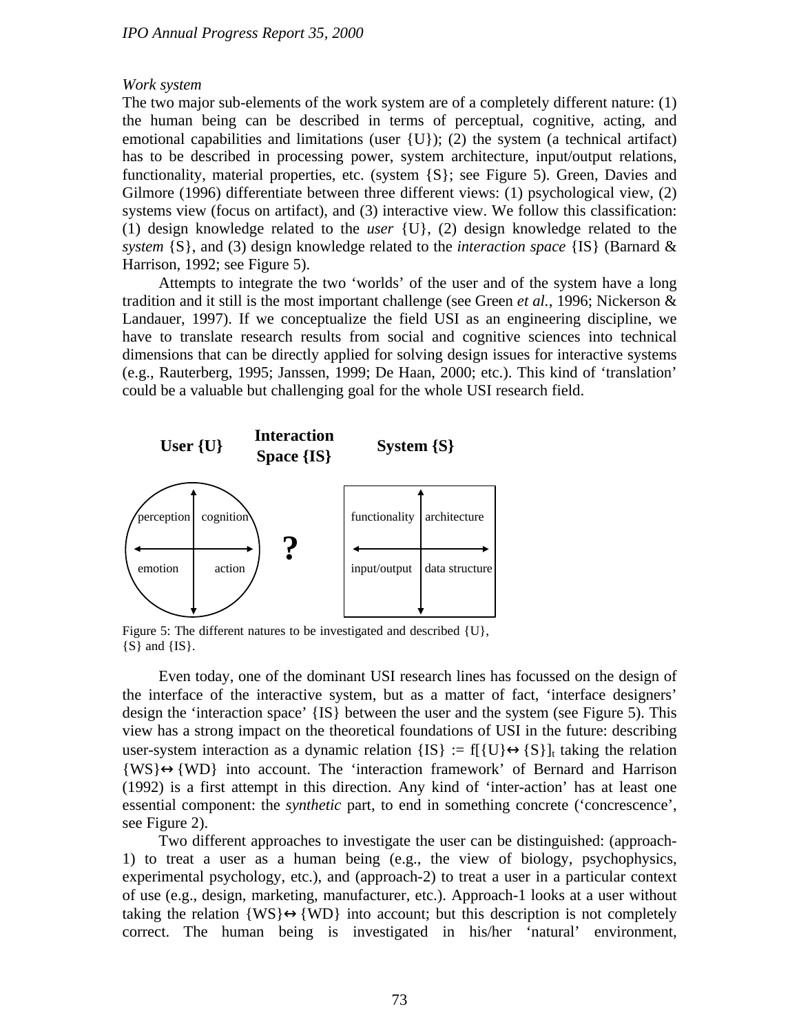*Work system*

The two major sub-elements of the work system are of a completely different nature: (1) the human being can be described in terms of perceptual, cognitive, acting, and emotional capabilities and limitations (user {U}); (2) the system (a technical artifact) has to be described in processing power, system architecture, input/output relations, functionality, material properties, etc. (system {S}; see Figure 5). Green, Davies and Gilmore (1996) differentiate between three different views: (1) psychological view, (2) systems view (focus on artifact), and (3) interactive view. We follow this classification: (1) design knowledge related to the *user* {U}, (2) design knowledge related to the *system* {S}, and (3) design knowledge related to the *interaction space* {IS} (Barnard & Harrison, 1992; see Figure 5).

Attempts to integrate the two 'worlds' of the user and of the system have a long tradition and it still is the most important challenge (see Green *et al.*, 1996; Nickerson & Landauer, 1997). If we conceptualize the field USI as an engineering discipline, we have to translate research results from social and cognitive sciences into technical dimensions that can be directly applied for solving design issues for interactive systems (e.g., Rauterberg, 1995; Janssen, 1999; De Haan, 2000; etc.). This kind of 'translation' could be a valuable but challenging goal for the whole USI research field.

| User {U} | Interaction Space {IS} | System {S} |
|---|---|---|
| perception / cognition / emotion / action | ? | functionality / architecture / input/output / data structure |

Figure 5: The different natures to be investigated and described {U}, {S} and {IS}.

Even today, one of the dominant USI research lines has focussed on the design of the interface of the interactive system, but as a matter of fact, 'interface designers' design the 'interaction space' {IS} between the user and the system (see Figure 5). This view has a strong impact on the theoretical foundations of USI in the future: describing user-system interaction as a dynamic relation $\{IS\} := f[\{U\}\leftrightarrow\{S\}]_t$ taking the relation $\{WS\}\leftrightarrow\{WD\}$ into account. The 'interaction framework' of Bernard and Harrison (1992) is a first attempt in this direction. Any kind of 'inter-action' has at least one essential component: the *synthetic* part, to end in something concrete ('concrescence', see Figure 2).

Two different approaches to investigate the user can be distinguished: (approach-1) to treat a user as a human being (e.g., the view of biology, psychophysics, experimental psychology, etc.), and (approach-2) to treat a user in a particular context of use (e.g., design, marketing, manufacturer, etc.). Approach-1 looks at a user without taking the relation $\{WS\}\leftrightarrow\{WD\}$ into account; but this description is not completely correct. The human being is investigated in his/her 'natural' environment,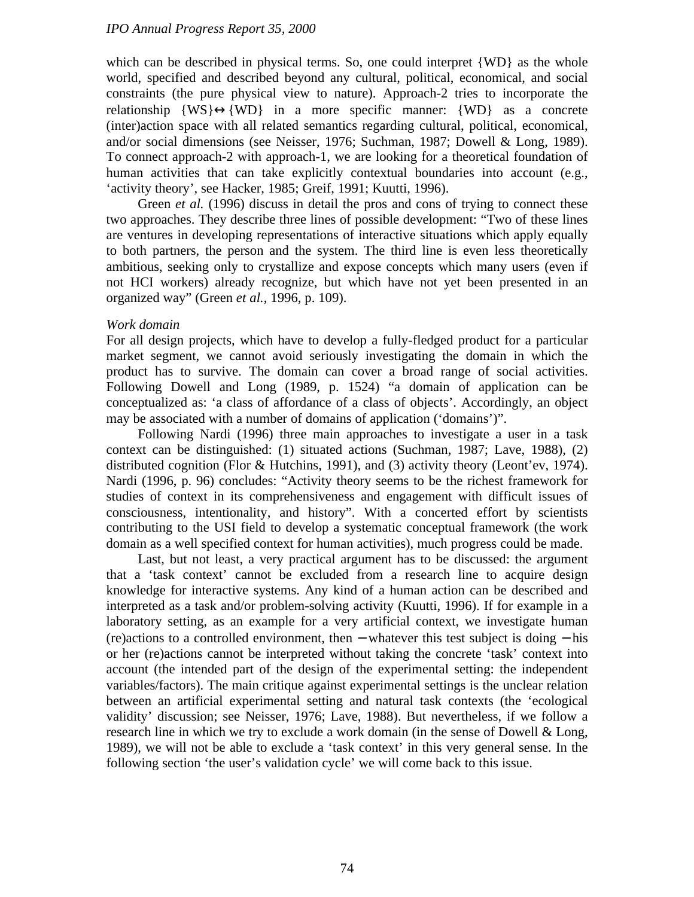which can be described in physical terms. So, one could interpret {WD} as the whole world, specified and described beyond any cultural, political, economical, and social constraints (the pure physical view to nature). Approach-2 tries to incorporate the relationship {WS}↔{WD} in a more specific manner: {WD} as a concrete (inter)action space with all related semantics regarding cultural, political, economical, and/or social dimensions (see Neisser, 1976; Suchman, 1987; Dowell & Long, 1989). To connect approach-2 with approach-1, we are looking for a theoretical foundation of human activities that can take explicitly contextual boundaries into account (e.g., 'activity theory', see Hacker, 1985; Greif, 1991; Kuutti, 1996).

Green *et al.* (1996) discuss in detail the pros and cons of trying to connect these two approaches. They describe three lines of possible development: "Two of these lines are ventures in developing representations of interactive situations which apply equally to both partners, the person and the system. The third line is even less theoretically ambitious, seeking only to crystallize and expose concepts which many users (even if not HCI workers) already recognize, but which have not yet been presented in an organized way" (Green *et al.*, 1996, p. 109).

*Work domain*

For all design projects, which have to develop a fully-fledged product for a particular market segment, we cannot avoid seriously investigating the domain in which the product has to survive. The domain can cover a broad range of social activities. Following Dowell and Long (1989, p. 1524) "a domain of application can be conceptualized as: 'a class of affordance of a class of objects'. Accordingly, an object may be associated with a number of domains of application ('domains')".

Following Nardi (1996) three main approaches to investigate a user in a task context can be distinguished: (1) situated actions (Suchman, 1987; Lave, 1988), (2) distributed cognition (Flor & Hutchins, 1991), and (3) activity theory (Leont'ev, 1974). Nardi (1996, p. 96) concludes: "Activity theory seems to be the richest framework for studies of context in its comprehensiveness and engagement with difficult issues of consciousness, intentionality, and history". With a concerted effort by scientists contributing to the USI field to develop a systematic conceptual framework (the work domain as a well specified context for human activities), much progress could be made.

Last, but not least, a very practical argument has to be discussed: the argument that a 'task context' cannot be excluded from a research line to acquire design knowledge for interactive systems. Any kind of a human action can be described and interpreted as a task and/or problem-solving activity (Kuutti, 1996). If for example in a laboratory setting, as an example for a very artificial context, we investigate human (re)actions to a controlled environment, then − whatever this test subject is doing − his or her (re)actions cannot be interpreted without taking the concrete 'task' context into account (the intended part of the design of the experimental setting: the independent variables/factors). The main critique against experimental settings is the unclear relation between an artificial experimental setting and natural task contexts (the 'ecological validity' discussion; see Neisser, 1976; Lave, 1988). But nevertheless, if we follow a research line in which we try to exclude a work domain (in the sense of Dowell & Long, 1989), we will not be able to exclude a 'task context' in this very general sense. In the following section 'the user's validation cycle' we will come back to this issue.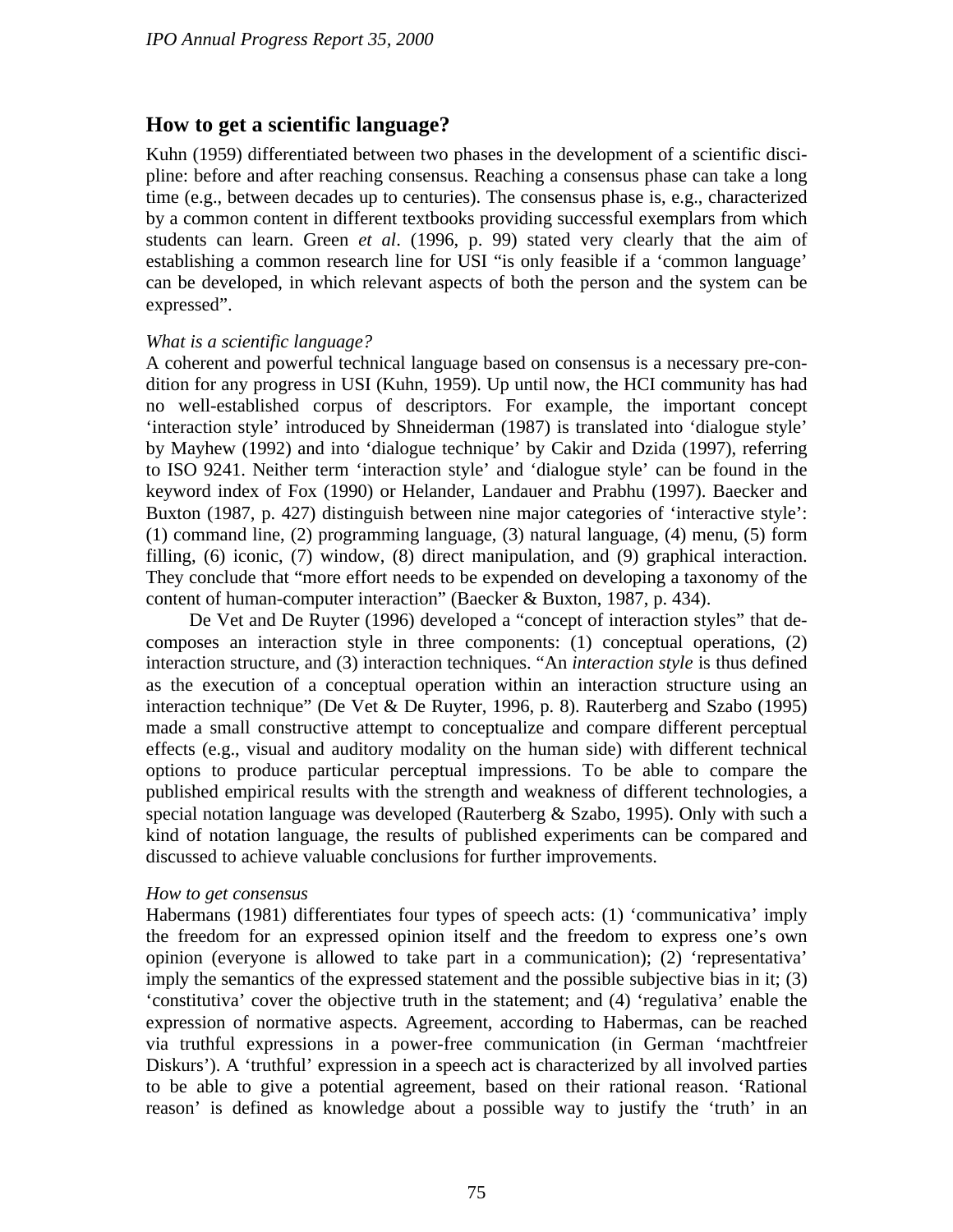## How to get a scientific language?

Kuhn (1959) differentiated between two phases in the development of a scientific discipline: before and after reaching consensus. Reaching a consensus phase can take a long time (e.g., between decades up to centuries). The consensus phase is, e.g., characterized by a common content in different textbooks providing successful exemplars from which students can learn. Green *et al*. (1996, p. 99) stated very clearly that the aim of establishing a common research line for USI "is only feasible if a 'common language' can be developed, in which relevant aspects of both the person and the system can be expressed".

*What is a scientific language?*

A coherent and powerful technical language based on consensus is a necessary pre-condition for any progress in USI (Kuhn, 1959). Up until now, the HCI community has had no well-established corpus of descriptors. For example, the important concept 'interaction style' introduced by Shneiderman (1987) is translated into 'dialogue style' by Mayhew (1992) and into 'dialogue technique' by Cakir and Dzida (1997), referring to ISO 9241. Neither term 'interaction style' and 'dialogue style' can be found in the keyword index of Fox (1990) or Helander, Landauer and Prabhu (1997). Baecker and Buxton (1987, p. 427) distinguish between nine major categories of 'interactive style': (1) command line, (2) programming language, (3) natural language, (4) menu, (5) form filling, (6) iconic, (7) window, (8) direct manipulation, and (9) graphical interaction. They conclude that "more effort needs to be expended on developing a taxonomy of the content of human-computer interaction" (Baecker & Buxton, 1987, p. 434).

De Vet and De Ruyter (1996) developed a "concept of interaction styles" that decomposes an interaction style in three components: (1) conceptual operations, (2) interaction structure, and (3) interaction techniques. "An *interaction style* is thus defined as the execution of a conceptual operation within an interaction structure using an interaction technique" (De Vet & De Ruyter, 1996, p. 8). Rauterberg and Szabo (1995) made a small constructive attempt to conceptualize and compare different perceptual effects (e.g., visual and auditory modality on the human side) with different technical options to produce particular perceptual impressions. To be able to compare the published empirical results with the strength and weakness of different technologies, a special notation language was developed (Rauterberg & Szabo, 1995). Only with such a kind of notation language, the results of published experiments can be compared and discussed to achieve valuable conclusions for further improvements.

*How to get consensus*

Habermans (1981) differentiates four types of speech acts: (1) 'communicativa' imply the freedom for an expressed opinion itself and the freedom to express one's own opinion (everyone is allowed to take part in a communication); (2) 'representativa' imply the semantics of the expressed statement and the possible subjective bias in it; (3) 'constitutiva' cover the objective truth in the statement; and (4) 'regulativa' enable the expression of normative aspects. Agreement, according to Habermas, can be reached via truthful expressions in a power-free communication (in German 'machtfreier Diskurs'). A 'truthful' expression in a speech act is characterized by all involved parties to be able to give a potential agreement, based on their rational reason. 'Rational reason' is defined as knowledge about a possible way to justify the 'truth' in an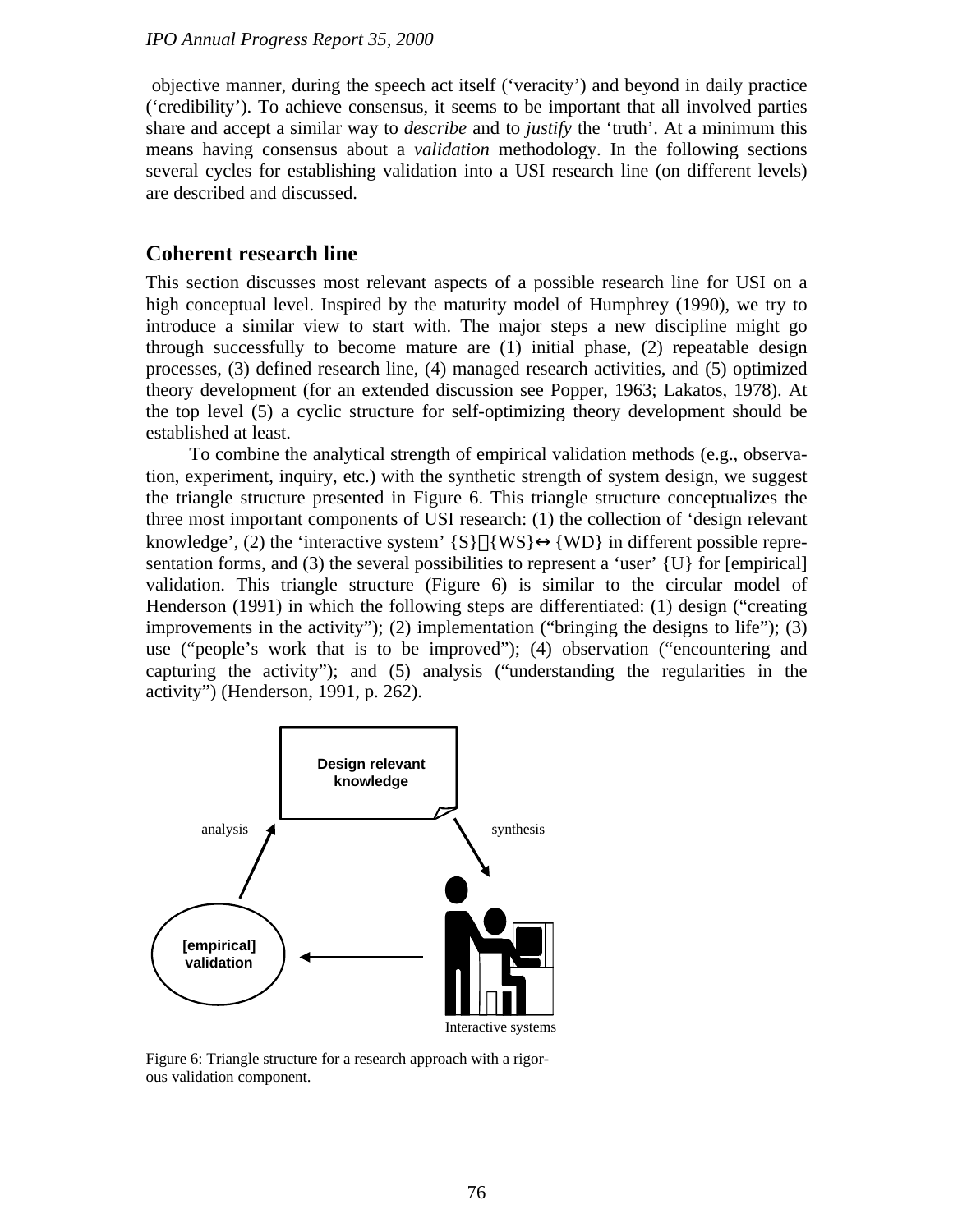objective manner, during the speech act itself ('veracity') and beyond in daily practice ('credibility'). To achieve consensus, it seems to be important that all involved parties share and accept a similar way to *describe* and to *justify* the 'truth'. At a minimum this means having consensus about a *validation* methodology. In the following sections several cycles for establishing validation into a USI research line (on different levels) are described and discussed.

## Coherent research line

This section discusses most relevant aspects of a possible research line for USI on a high conceptual level. Inspired by the maturity model of Humphrey (1990), we try to introduce a similar view to start with. The major steps a new discipline might go through successfully to become mature are (1) initial phase, (2) repeatable design processes, (3) defined research line, (4) managed research activities, and (5) optimized theory development (for an extended discussion see Popper, 1963; Lakatos, 1978). At the top level (5) a cyclic structure for self-optimizing theory development should be established at least.

To combine the analytical strength of empirical validation methods (e.g., observation, experiment, inquiry, etc.) with the synthetic strength of system design, we suggest the triangle structure presented in Figure 6. This triangle structure conceptualizes the three most important components of USI research: (1) the collection of 'design relevant knowledge', (2) the 'interactive system' {S}{WS}↔{WD} in different possible representation forms, and (3) the several possibilities to represent a 'user' {U} for [empirical] validation. This triangle structure (Figure 6) is similar to the circular model of Henderson (1991) in which the following steps are differentiated: (1) design ("creating improvements in the activity"); (2) implementation ("bringing the designs to life"); (3) use ("people's work that is to be improved"); (4) observation ("encountering and capturing the activity"); and (5) analysis ("understanding the regularities in the activity") (Henderson, 1991, p. 262).

Design relevant knowledge

analysis

synthesis

[empirical] validation

Interactive systems

Figure 6: Triangle structure for a research approach with a rigorous validation component.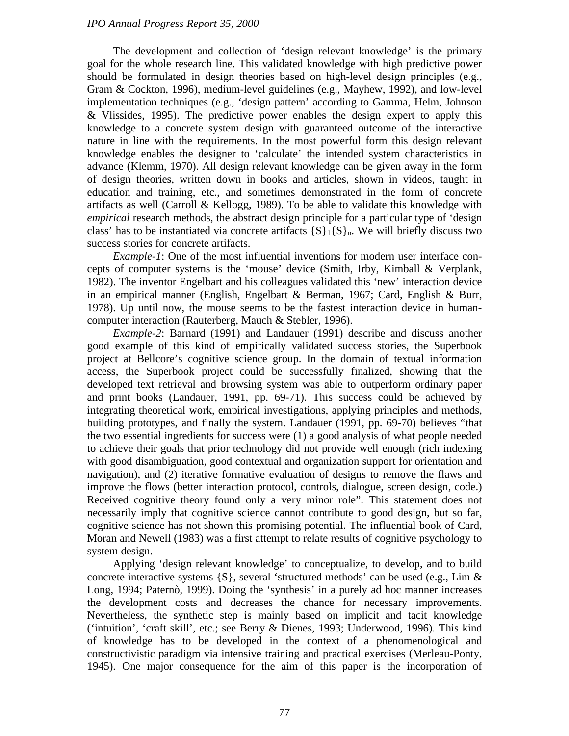The development and collection of 'design relevant knowledge' is the primary goal for the whole research line. This validated knowledge with high predictive power should be formulated in design theories based on high-level design principles (e.g., Gram & Cockton, 1996), medium-level guidelines (e.g., Mayhew, 1992), and low-level implementation techniques (e.g., 'design pattern' according to Gamma, Helm, Johnson & Vlissides, 1995). The predictive power enables the design expert to apply this knowledge to a concrete system design with guaranteed outcome of the interactive nature in line with the requirements. In the most powerful form this design relevant knowledge enables the designer to 'calculate' the intended system characteristics in advance (Klemm, 1970). All design relevant knowledge can be given away in the form of design theories, written down in books and articles, shown in videos, taught in education and training, etc., and sometimes demonstrated in the form of concrete artifacts as well (Carroll & Kellogg, 1989). To be able to validate this knowledge with *empirical* research methods, the abstract design principle for a particular type of 'design class' has to be instantiated via concrete artifacts $\{S\}_1\{S\}_n$. We will briefly discuss two success stories for concrete artifacts.

*Example-1*: One of the most influential inventions for modern user interface concepts of computer systems is the 'mouse' device (Smith, Irby, Kimball & Verplank, 1982). The inventor Engelbart and his colleagues validated this 'new' interaction device in an empirical manner (English, Engelbart & Berman, 1967; Card, English & Burr, 1978). Up until now, the mouse seems to be the fastest interaction device in human-computer interaction (Rauterberg, Mauch & Stebler, 1996).

*Example-2*: Barnard (1991) and Landauer (1991) describe and discuss another good example of this kind of empirically validated success stories, the Superbook project at Bellcore's cognitive science group. In the domain of textual information access, the Superbook project could be successfully finalized, showing that the developed text retrieval and browsing system was able to outperform ordinary paper and print books (Landauer, 1991, pp. 69-71). This success could be achieved by integrating theoretical work, empirical investigations, applying principles and methods, building prototypes, and finally the system. Landauer (1991, pp. 69-70) believes "that the two essential ingredients for success were (1) a good analysis of what people needed to achieve their goals that prior technology did not provide well enough (rich indexing with good disambiguation, good contextual and organization support for orientation and navigation), and (2) iterative formative evaluation of designs to remove the flaws and improve the flows (better interaction protocol, controls, dialogue, screen design, code.) Received cognitive theory found only a very minor role". This statement does not necessarily imply that cognitive science cannot contribute to good design, but so far, cognitive science has not shown this promising potential. The influential book of Card, Moran and Newell (1983) was a first attempt to relate results of cognitive psychology to system design.

Applying 'design relevant knowledge' to conceptualize, to develop, and to build concrete interactive systems $\{S\}$, several 'structured methods' can be used (e.g., Lim & Long, 1994; Paternò, 1999). Doing the 'synthesis' in a purely ad hoc manner increases the development costs and decreases the chance for necessary improvements. Nevertheless, the synthetic step is mainly based on implicit and tacit knowledge ('intuition', 'craft skill', etc.; see Berry & Dienes, 1993; Underwood, 1996). This kind of knowledge has to be developed in the context of a phenomenological and constructivistic paradigm via intensive training and practical exercises (Merleau-Ponty, 1945). One major consequence for the aim of this paper is the incorporation of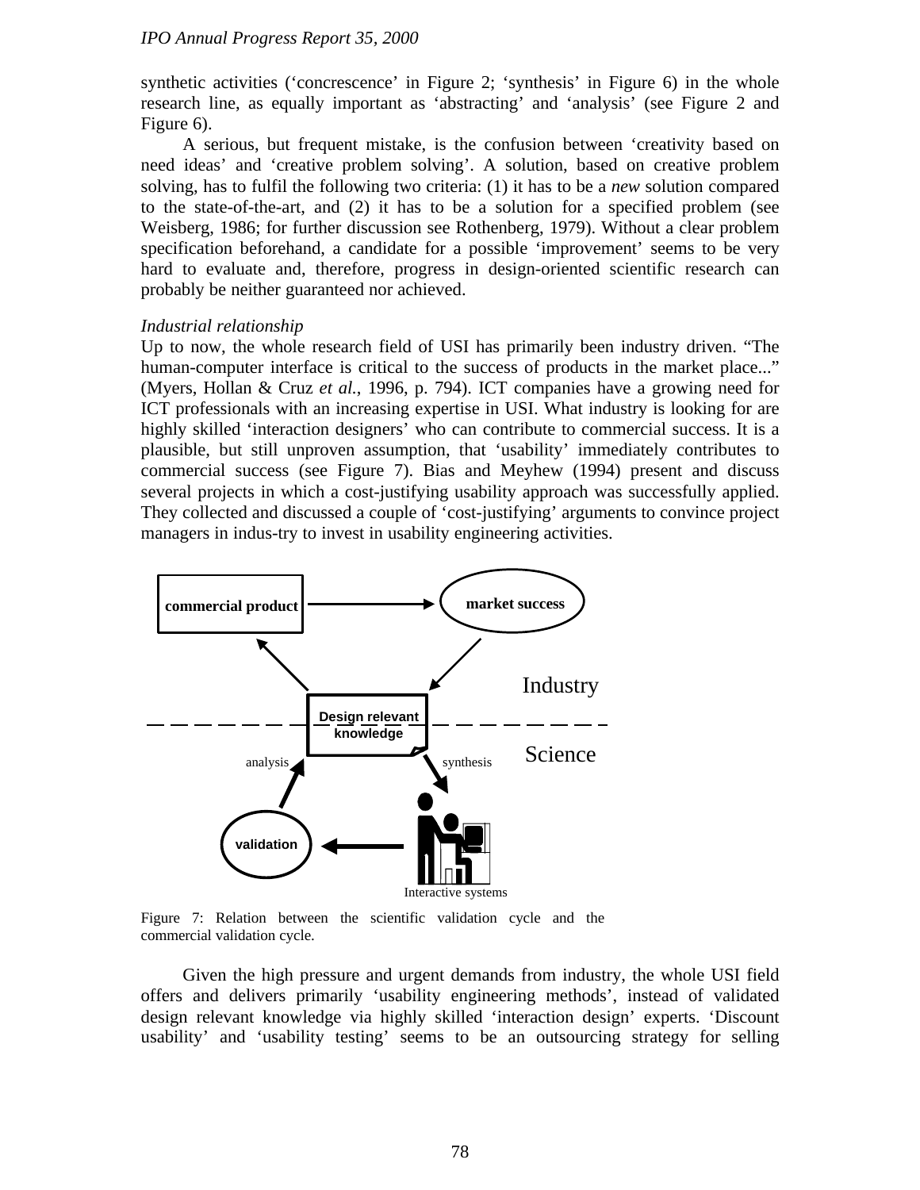synthetic activities (‘concrescence’ in Figure 2; ‘synthesis’ in Figure 6) in the whole research line, as equally important as ‘abstracting’ and ‘analysis’ (see Figure 2 and Figure 6).

A serious, but frequent mistake, is the confusion between ‘creativity based on need ideas’ and ‘creative problem solving’. A solution, based on creative problem solving, has to fulfil the following two criteria: (1) it has to be a *new* solution compared to the state-of-the-art, and (2) it has to be a solution for a specified problem (see Weisberg, 1986; for further discussion see Rothenberg, 1979). Without a clear problem specification beforehand, a candidate for a possible ‘improvement’ seems to be very hard to evaluate and, therefore, progress in design-oriented scientific research can probably be neither guaranteed nor achieved.

*Industrial relationship*

Up to now, the whole research field of USI has primarily been industry driven. “The human-computer interface is critical to the success of products in the market place...” (Myers, Hollan & Cruz *et al.*, 1996, p. 794). ICT companies have a growing need for ICT professionals with an increasing expertise in USI. What industry is looking for are highly skilled ‘interaction designers’ who can contribute to commercial success. It is a plausible, but still unproven assumption, that ‘usability’ immediately contributes to commercial success (see Figure 7). Bias and Meyhew (1994) present and discuss several projects in which a cost-justifying usability approach was successfully applied. They collected and discussed a couple of ‘cost-justifying’ arguments to convince project managers in indus-try to invest in usability engineering activities.

commercial product → market success

Industry

Design relevant knowledge

Science

analysis — synthesis

validation ← Interactive systems

Figure 7: Relation between the scientific validation cycle and the commercial validation cycle.

Given the high pressure and urgent demands from industry, the whole USI field offers and delivers primarily ‘usability engineering methods’, instead of validated design relevant knowledge via highly skilled ‘interaction design’ experts. ‘Discount usability’ and ‘usability testing’ seems to be an outsourcing strategy for selling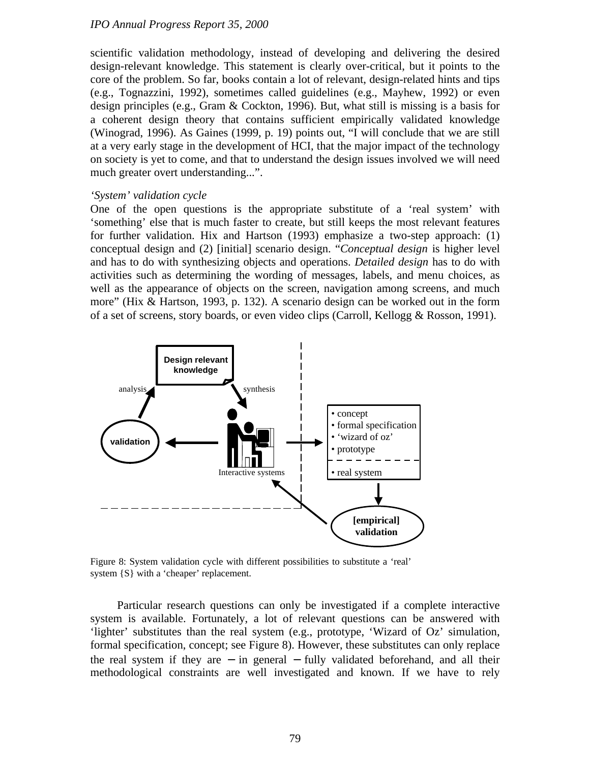scientific validation methodology, instead of developing and delivering the desired design-relevant knowledge. This statement is clearly over-critical, but it points to the core of the problem. So far, books contain a lot of relevant, design-related hints and tips (e.g., Tognazzini, 1992), sometimes called guidelines (e.g., Mayhew, 1992) or even design principles (e.g., Gram & Cockton, 1996). But, what still is missing is a basis for a coherent design theory that contains sufficient empirically validated knowledge (Winograd, 1996). As Gaines (1999, p. 19) points out, "I will conclude that we are still at a very early stage in the development of HCI, that the major impact of the technology on society is yet to come, and that to understand the design issues involved we will need much greater overt understanding...".

*'System' validation cycle*

One of the open questions is the appropriate substitute of a 'real system' with 'something' else that is much faster to create, but still keeps the most relevant features for further validation. Hix and Hartson (1993) emphasize a two-step approach: (1) conceptual design and (2) [initial] scenario design. "*Conceptual design* is higher level and has to do with synthesizing objects and operations. *Detailed design* has to do with activities such as determining the wording of messages, labels, and menu choices, as well as the appearance of objects on the screen, navigation among screens, and much more" (Hix & Hartson, 1993, p. 132). A scenario design can be worked out in the form of a set of screens, story boards, or even video clips (Carroll, Kellogg & Rosson, 1991).

Figure 8: System validation cycle with different possibilities to substitute a 'real' system {S} with a 'cheaper' replacement.

Particular research questions can only be investigated if a complete interactive system is available. Fortunately, a lot of relevant questions can be answered with 'lighter' substitutes than the real system (e.g., prototype, 'Wizard of Oz' simulation, formal specification, concept; see Figure 8). However, these substitutes can only replace the real system if they are – in general – fully validated beforehand, and all their methodological constraints are well investigated and known. If we have to rely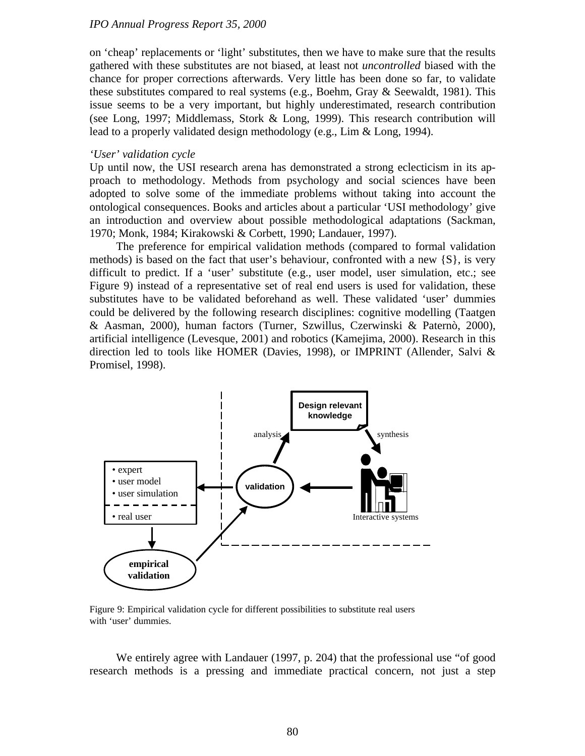on 'cheap' replacements or 'light' substitutes, then we have to make sure that the results gathered with these substitutes are not biased, at least not *uncontrolled* biased with the chance for proper corrections afterwards. Very little has been done so far, to validate these substitutes compared to real systems (e.g., Boehm, Gray & Seewaldt, 1981). This issue seems to be a very important, but highly underestimated, research contribution (see Long, 1997; Middlemass, Stork & Long, 1999). This research contribution will lead to a properly validated design methodology (e.g., Lim & Long, 1994).

*'User' validation cycle*

Up until now, the USI research arena has demonstrated a strong eclecticism in its approach to methodology. Methods from psychology and social sciences have been adopted to solve some of the immediate problems without taking into account the ontological consequences. Books and articles about a particular 'USI methodology' give an introduction and overview about possible methodological adaptations (Sackman, 1970; Monk, 1984; Kirakowski & Corbett, 1990; Landauer, 1997).

The preference for empirical validation methods (compared to formal validation methods) is based on the fact that user's behaviour, confronted with a new {S}, is very difficult to predict. If a 'user' substitute (e.g., user model, user simulation, etc.; see Figure 9) instead of a representative set of real end users is used for validation, these substitutes have to be validated beforehand as well. These validated 'user' dummies could be delivered by the following research disciplines: cognitive modelling (Taatgen & Aasman, 2000), human factors (Turner, Szwillus, Czerwinski & Paternò, 2000), artificial intelligence (Levesque, 2001) and robotics (Kamejima, 2000). Research in this direction led to tools like HOMER (Davies, 1998), or IMPRINT (Allender, Salvi & Promisel, 1998).

Figure 9: Empirical validation cycle for different possibilities to substitute real users with 'user' dummies.

We entirely agree with Landauer (1997, p. 204) that the professional use "of good research methods is a pressing and immediate practical concern, not just a step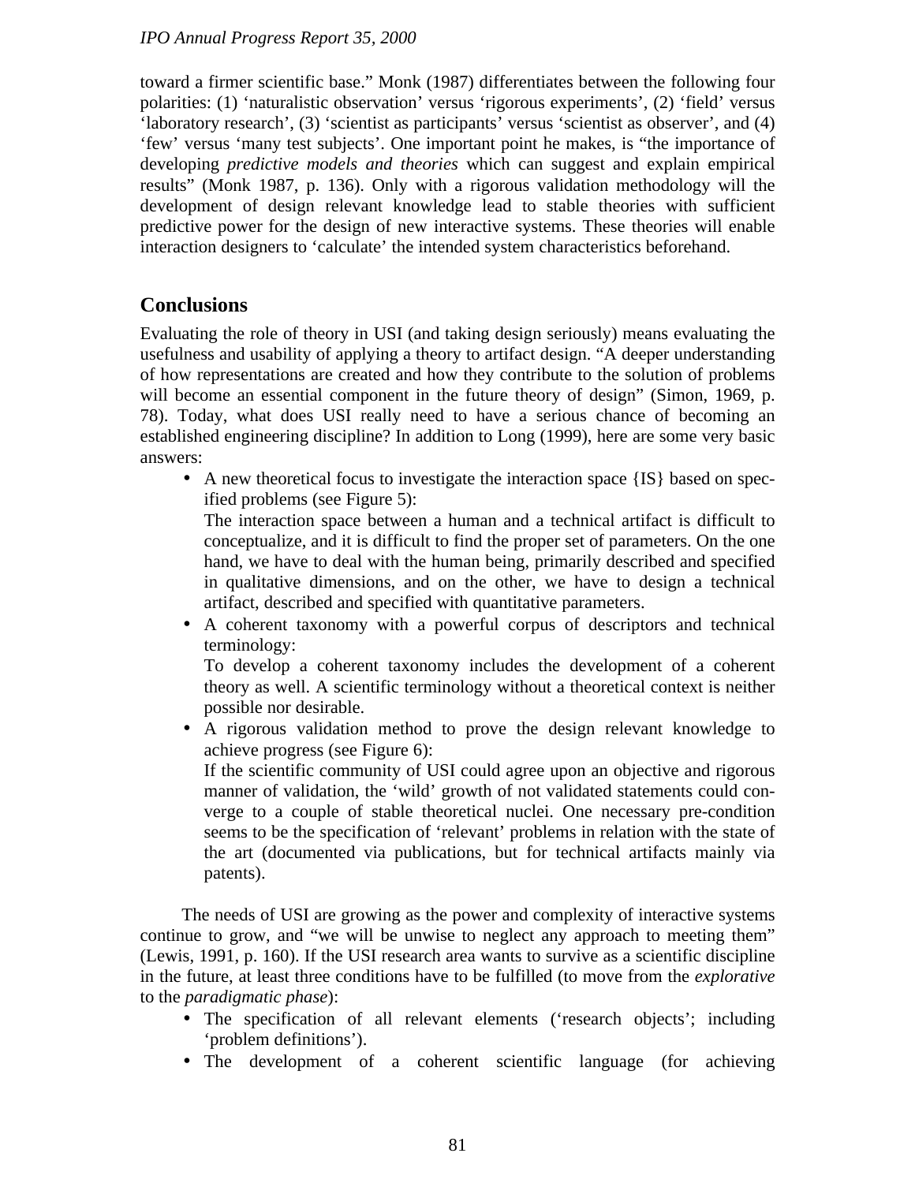toward a firmer scientific base." Monk (1987) differentiates between the following four polarities: (1) 'naturalistic observation' versus 'rigorous experiments', (2) 'field' versus 'laboratory research', (3) 'scientist as participants' versus 'scientist as observer', and (4) 'few' versus 'many test subjects'. One important point he makes, is "the importance of developing *predictive models and theories* which can suggest and explain empirical results" (Monk 1987, p. 136). Only with a rigorous validation methodology will the development of design relevant knowledge lead to stable theories with sufficient predictive power for the design of new interactive systems. These theories will enable interaction designers to 'calculate' the intended system characteristics beforehand.

## Conclusions

Evaluating the role of theory in USI (and taking design seriously) means evaluating the usefulness and usability of applying a theory to artifact design. "A deeper understanding of how representations are created and how they contribute to the solution of problems will become an essential component in the future theory of design" (Simon, 1969, p. 78). Today, what does USI really need to have a serious chance of becoming an established engineering discipline? In addition to Long (1999), here are some very basic answers:

- A new theoretical focus to investigate the interaction space {IS} based on specified problems (see Figure 5):
  The interaction space between a human and a technical artifact is difficult to conceptualize, and it is difficult to find the proper set of parameters. On the one hand, we have to deal with the human being, primarily described and specified in qualitative dimensions, and on the other, we have to design a technical artifact, described and specified with quantitative parameters.
- A coherent taxonomy with a powerful corpus of descriptors and technical terminology:
  To develop a coherent taxonomy includes the development of a coherent theory as well. A scientific terminology without a theoretical context is neither possible nor desirable.
- A rigorous validation method to prove the design relevant knowledge to achieve progress (see Figure 6):
  If the scientific community of USI could agree upon an objective and rigorous manner of validation, the 'wild' growth of not validated statements could converge to a couple of stable theoretical nuclei. One necessary pre-condition seems to be the specification of 'relevant' problems in relation with the state of the art (documented via publications, but for technical artifacts mainly via patents).

The needs of USI are growing as the power and complexity of interactive systems continue to grow, and "we will be unwise to neglect any approach to meeting them" (Lewis, 1991, p. 160). If the USI research area wants to survive as a scientific discipline in the future, at least three conditions have to be fulfilled (to move from the *explorative* to the *paradigmatic phase*):

- The specification of all relevant elements ('research objects'; including 'problem definitions').
- The development of a coherent scientific language (for achieving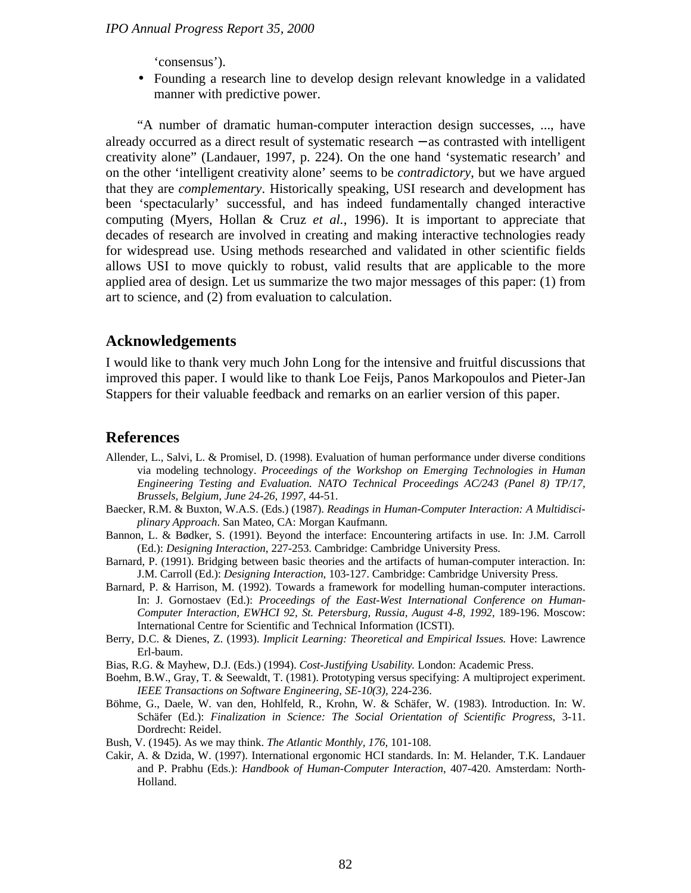‘consensus’).

- Founding a research line to develop design relevant knowledge in a validated manner with predictive power.

“A number of dramatic human-computer interaction design successes, ..., have already occurred as a direct result of systematic research – as contrasted with intelligent creativity alone” (Landauer, 1997, p. 224). On the one hand ‘systematic research’ and on the other ‘intelligent creativity alone’ seems to be *contradictory*, but we have argued that they are *complementary*. Historically speaking, USI research and development has been ‘spectacularly’ successful, and has indeed fundamentally changed interactive computing (Myers, Hollan & Cruz *et al.*, 1996). It is important to appreciate that decades of research are involved in creating and making interactive technologies ready for widespread use. Using methods researched and validated in other scientific fields allows USI to move quickly to robust, valid results that are applicable to the more applied area of design. Let us summarize the two major messages of this paper: (1) from art to science, and (2) from evaluation to calculation.

## Acknowledgements

I would like to thank very much John Long for the intensive and fruitful discussions that improved this paper. I would like to thank Loe Feijs, Panos Markopoulos and Pieter-Jan Stappers for their valuable feedback and remarks on an earlier version of this paper.

## References

Allender, L., Salvi, L. & Promisel, D. (1998). Evaluation of human performance under diverse conditions via modeling technology. *Proceedings of the Workshop on Emerging Technologies in Human Engineering Testing and Evaluation. NATO Technical Proceedings AC/243 (Panel 8) TP/17, Brussels, Belgium, June 24-26, 1997*, 44-51.

Baecker, R.M. & Buxton, W.A.S. (Eds.) (1987). *Readings in Human-Computer Interaction: A Multidisciplinary Approach*. San Mateo, CA: Morgan Kaufmann.

Bannon, L. & Bødker, S. (1991). Beyond the interface: Encountering artifacts in use. In: J.M. Carroll (Ed.): *Designing Interaction*, 227-253. Cambridge: Cambridge University Press.

Barnard, P. (1991). Bridging between basic theories and the artifacts of human-computer interaction. In: J.M. Carroll (Ed.): *Designing Interaction*, 103-127. Cambridge: Cambridge University Press.

Barnard, P. & Harrison, M. (1992). Towards a framework for modelling human-computer interactions. In: J. Gornostaev (Ed.): *Proceedings of the East-West International Conference on Human-Computer Interaction, EWHCI 92, St. Petersburg, Russia, August 4-8, 1992*, 189-196. Moscow: International Centre for Scientific and Technical Information (ICSTI).

Berry, D.C. & Dienes, Z. (1993). *Implicit Learning: Theoretical and Empirical Issues.* Hove: Lawrence Erl-baum.

Bias, R.G. & Mayhew, D.J. (Eds.) (1994). *Cost-Justifying Usability.* London: Academic Press.

Boehm, B.W., Gray, T. & Seewaldt, T. (1981). Prototyping versus specifying: A multiproject experiment. *IEEE Transactions on Software Engineering, SE-10(3)*, 224-236.

Böhme, G., Daele, W. van den, Hohlfeld, R., Krohn, W. & Schäfer, W. (1983). Introduction. In: W. Schäfer (Ed.): *Finalization in Science: The Social Orientation of Scientific Progress*, 3-11. Dordrecht: Reidel.

Bush, V. (1945). As we may think. *The Atlantic Monthly, 176*, 101-108.

Cakir, A. & Dzida, W. (1997). International ergonomic HCI standards. In: M. Helander, T.K. Landauer and P. Prabhu (Eds.): *Handbook of Human-Computer Interaction*, 407-420. Amsterdam: North-Holland.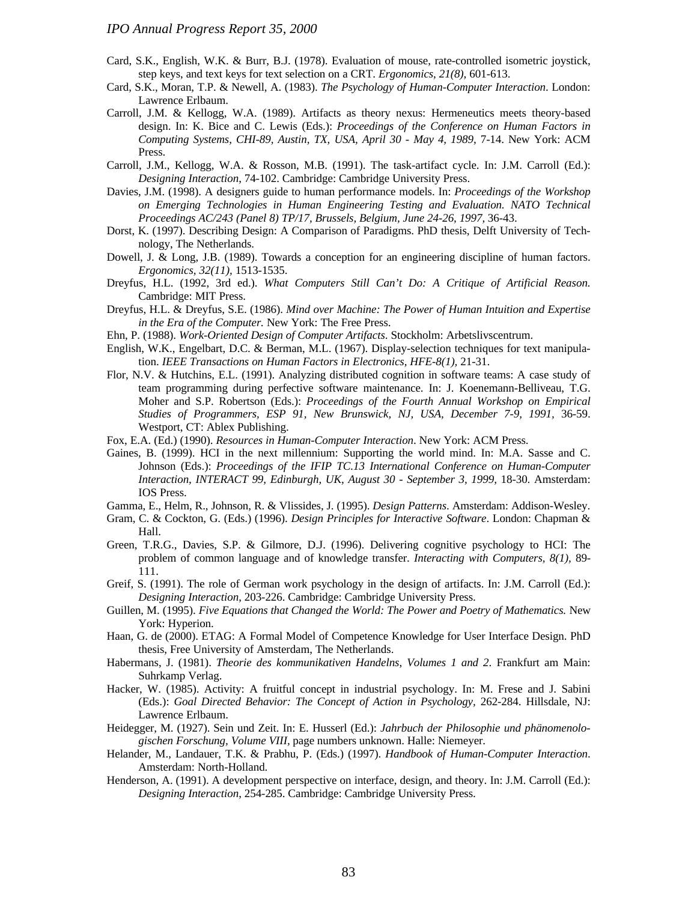Card, S.K., English, W.K. & Burr, B.J. (1978). Evaluation of mouse, rate-controlled isometric joystick, step keys, and text keys for text selection on a CRT. *Ergonomics, 21(8),* 601-613.

Card, S.K., Moran, T.P. & Newell, A. (1983). *The Psychology of Human-Computer Interaction*. London: Lawrence Erlbaum.

Carroll, J.M. & Kellogg, W.A. (1989). Artifacts as theory nexus: Hermeneutics meets theory-based design. In: K. Bice and C. Lewis (Eds.): *Proceedings of the Conference on Human Factors in Computing Systems, CHI-89, Austin, TX, USA, April 30 - May 4, 1989,* 7-14. New York: ACM Press.

Carroll, J.M., Kellogg, W.A. & Rosson, M.B. (1991). The task-artifact cycle. In: J.M. Carroll (Ed.): *Designing Interaction*, 74-102. Cambridge: Cambridge University Press.

Davies, J.M. (1998). A designers guide to human performance models. In: *Proceedings of the Workshop on Emerging Technologies in Human Engineering Testing and Evaluation. NATO Technical Proceedings AC/243 (Panel 8) TP/17, Brussels, Belgium, June 24-26, 1997,* 36-43.

Dorst, K. (1997). Describing Design: A Comparison of Paradigms. PhD thesis, Delft University of Technology, The Netherlands.

Dowell, J. & Long, J.B. (1989). Towards a conception for an engineering discipline of human factors. *Ergonomics, 32(11),* 1513-1535.

Dreyfus, H.L. (1992, 3rd ed.). *What Computers Still Can't Do: A Critique of Artificial Reason.* Cambridge: MIT Press.

Dreyfus, H.L. & Dreyfus, S.E. (1986). *Mind over Machine: The Power of Human Intuition and Expertise in the Era of the Computer.* New York: The Free Press.

Ehn, P. (1988). *Work-Oriented Design of Computer Artifacts*. Stockholm: Arbetslivscentrum.

English, W.K., Engelbart, D.C. & Berman, M.L. (1967). Display-selection techniques for text manipulation. *IEEE Transactions on Human Factors in Electronics, HFE-8(1),* 21-31.

Flor, N.V. & Hutchins, E.L. (1991). Analyzing distributed cognition in software teams: A case study of team programming during perfective software maintenance. In: J. Koenemann-Belliveau, T.G. Moher and S.P. Robertson (Eds.): *Proceedings of the Fourth Annual Workshop on Empirical Studies of Programmers, ESP 91, New Brunswick, NJ, USA, December 7-9, 1991,* 36-59. Westport, CT: Ablex Publishing.

Fox, E.A. (Ed.) (1990). *Resources in Human-Computer Interaction*. New York: ACM Press.

Gaines, B. (1999). HCI in the next millennium: Supporting the world mind. In: M.A. Sasse and C. Johnson (Eds.): *Proceedings of the IFIP TC.13 International Conference on Human-Computer Interaction, INTERACT 99, Edinburgh, UK, August 30 - September 3, 1999,* 18-30. Amsterdam: IOS Press.

Gamma, E., Helm, R., Johnson, R. & Vlissides, J. (1995). *Design Patterns*. Amsterdam: Addison-Wesley.

Gram, C. & Cockton, G. (Eds.) (1996). *Design Principles for Interactive Software*. London: Chapman & Hall.

Green, T.R.G., Davies, S.P. & Gilmore, D.J. (1996). Delivering cognitive psychology to HCI: The problem of common language and of knowledge transfer. *Interacting with Computers, 8(1),* 89-111.

Greif, S. (1991). The role of German work psychology in the design of artifacts. In: J.M. Carroll (Ed.): *Designing Interaction*, 203-226. Cambridge: Cambridge University Press.

Guillen, M. (1995). *Five Equations that Changed the World: The Power and Poetry of Mathematics.* New York: Hyperion.

Haan, G. de (2000). ETAG: A Formal Model of Competence Knowledge for User Interface Design. PhD thesis, Free University of Amsterdam, The Netherlands.

Habermans, J. (1981). *Theorie des kommunikativen Handelns, Volumes 1 and 2*. Frankfurt am Main: Suhrkamp Verlag.

Hacker, W. (1985). Activity: A fruitful concept in industrial psychology. In: M. Frese and J. Sabini (Eds.): *Goal Directed Behavior: The Concept of Action in Psychology,* 262-284. Hillsdale, NJ: Lawrence Erlbaum.

Heidegger, M. (1927). Sein und Zeit. In: E. Husserl (Ed.): *Jahrbuch der Philosophie und phänomenologischen Forschung, Volume VIII,* page numbers unknown. Halle: Niemeyer.

Helander, M., Landauer, T.K. & Prabhu, P. (Eds.) (1997). *Handbook of Human-Computer Interaction*. Amsterdam: North-Holland.

Henderson, A. (1991). A development perspective on interface, design, and theory. In: J.M. Carroll (Ed.): *Designing Interaction*, 254-285. Cambridge: Cambridge University Press.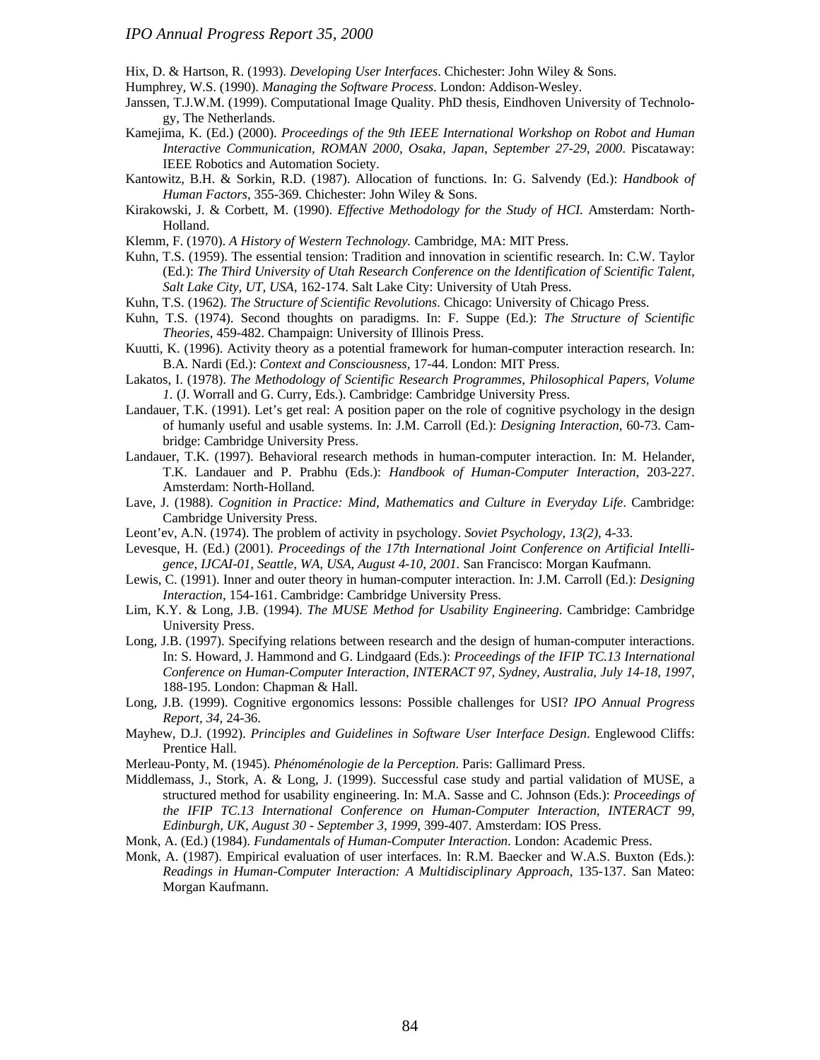Hix, D. & Hartson, R. (1993). *Developing User Interfaces*. Chichester: John Wiley & Sons.

Humphrey, W.S. (1990). *Managing the Software Process*. London: Addison-Wesley.

Janssen, T.J.W.M. (1999). Computational Image Quality. PhD thesis, Eindhoven University of Technology, The Netherlands.

Kamejima, K. (Ed.) (2000). *Proceedings of the 9th IEEE International Workshop on Robot and Human Interactive Communication, ROMAN 2000, Osaka, Japan, September 27-29, 2000*. Piscataway: IEEE Robotics and Automation Society.

Kantowitz, B.H. & Sorkin, R.D. (1987). Allocation of functions. In: G. Salvendy (Ed.): *Handbook of Human Factors*, 355-369. Chichester: John Wiley & Sons.

Kirakowski, J. & Corbett, M. (1990). *Effective Methodology for the Study of HCI.* Amsterdam: North-Holland.

Klemm, F. (1970). *A History of Western Technology.* Cambridge, MA: MIT Press.

Kuhn, T.S. (1959). The essential tension: Tradition and innovation in scientific research. In: C.W. Taylor (Ed.): *The Third University of Utah Research Conference on the Identification of Scientific Talent, Salt Lake City, UT, USA*, 162-174. Salt Lake City: University of Utah Press.

Kuhn, T.S. (1962). *The Structure of Scientific Revolutions*. Chicago: University of Chicago Press.

Kuhn, T.S. (1974). Second thoughts on paradigms. In: F. Suppe (Ed.): *The Structure of Scientific Theories*, 459-482. Champaign: University of Illinois Press.

Kuutti, K. (1996). Activity theory as a potential framework for human-computer interaction research. In: B.A. Nardi (Ed.): *Context and Consciousness*, 17-44. London: MIT Press.

Lakatos, I. (1978). *The Methodology of Scientific Research Programmes, Philosophical Papers, Volume 1*. (J. Worrall and G. Curry, Eds.). Cambridge: Cambridge University Press.

Landauer, T.K. (1991). Let's get real: A position paper on the role of cognitive psychology in the design of humanly useful and usable systems. In: J.M. Carroll (Ed.): *Designing Interaction*, 60-73. Cambridge: Cambridge University Press.

Landauer, T.K. (1997). Behavioral research methods in human-computer interaction. In: M. Helander, T.K. Landauer and P. Prabhu (Eds.): *Handbook of Human-Computer Interaction*, 203-227. Amsterdam: North-Holland.

Lave, J. (1988). *Cognition in Practice: Mind, Mathematics and Culture in Everyday Life*. Cambridge: Cambridge University Press.

Leont'ev, A.N. (1974). The problem of activity in psychology. *Soviet Psychology, 13(2)*, 4-33.

Levesque, H. (Ed.) (2001). *Proceedings of the 17th International Joint Conference on Artificial Intelligence, IJCAI-01, Seattle, WA, USA, August 4-10, 2001.* San Francisco: Morgan Kaufmann.

Lewis, C. (1991). Inner and outer theory in human-computer interaction. In: J.M. Carroll (Ed.): *Designing Interaction*, 154-161. Cambridge: Cambridge University Press.

Lim, K.Y. & Long, J.B. (1994). *The MUSE Method for Usability Engineering*. Cambridge: Cambridge University Press.

Long, J.B. (1997). Specifying relations between research and the design of human-computer interactions. In: S. Howard, J. Hammond and G. Lindgaard (Eds.): *Proceedings of the IFIP TC.13 International Conference on Human-Computer Interaction, INTERACT 97, Sydney, Australia, July 14-18, 1997*, 188-195. London: Chapman & Hall.

Long, J.B. (1999). Cognitive ergonomics lessons: Possible challenges for USI? *IPO Annual Progress Report, 34*, 24-36.

Mayhew, D.J. (1992). *Principles and Guidelines in Software User Interface Design*. Englewood Cliffs: Prentice Hall.

Merleau-Ponty, M. (1945). *Phénoménologie de la Perception*. Paris: Gallimard Press.

Middlemass, J., Stork, A. & Long, J. (1999). Successful case study and partial validation of MUSE, a structured method for usability engineering. In: M.A. Sasse and C. Johnson (Eds.): *Proceedings of the IFIP TC.13 International Conference on Human-Computer Interaction, INTERACT 99, Edinburgh, UK, August 30 - September 3, 1999*, 399-407. Amsterdam: IOS Press.

Monk, A. (Ed.) (1984). *Fundamentals of Human-Computer Interaction*. London: Academic Press.

Monk, A. (1987). Empirical evaluation of user interfaces. In: R.M. Baecker and W.A.S. Buxton (Eds.): *Readings in Human-Computer Interaction: A Multidisciplinary Approach*, 135-137. San Mateo: Morgan Kaufmann.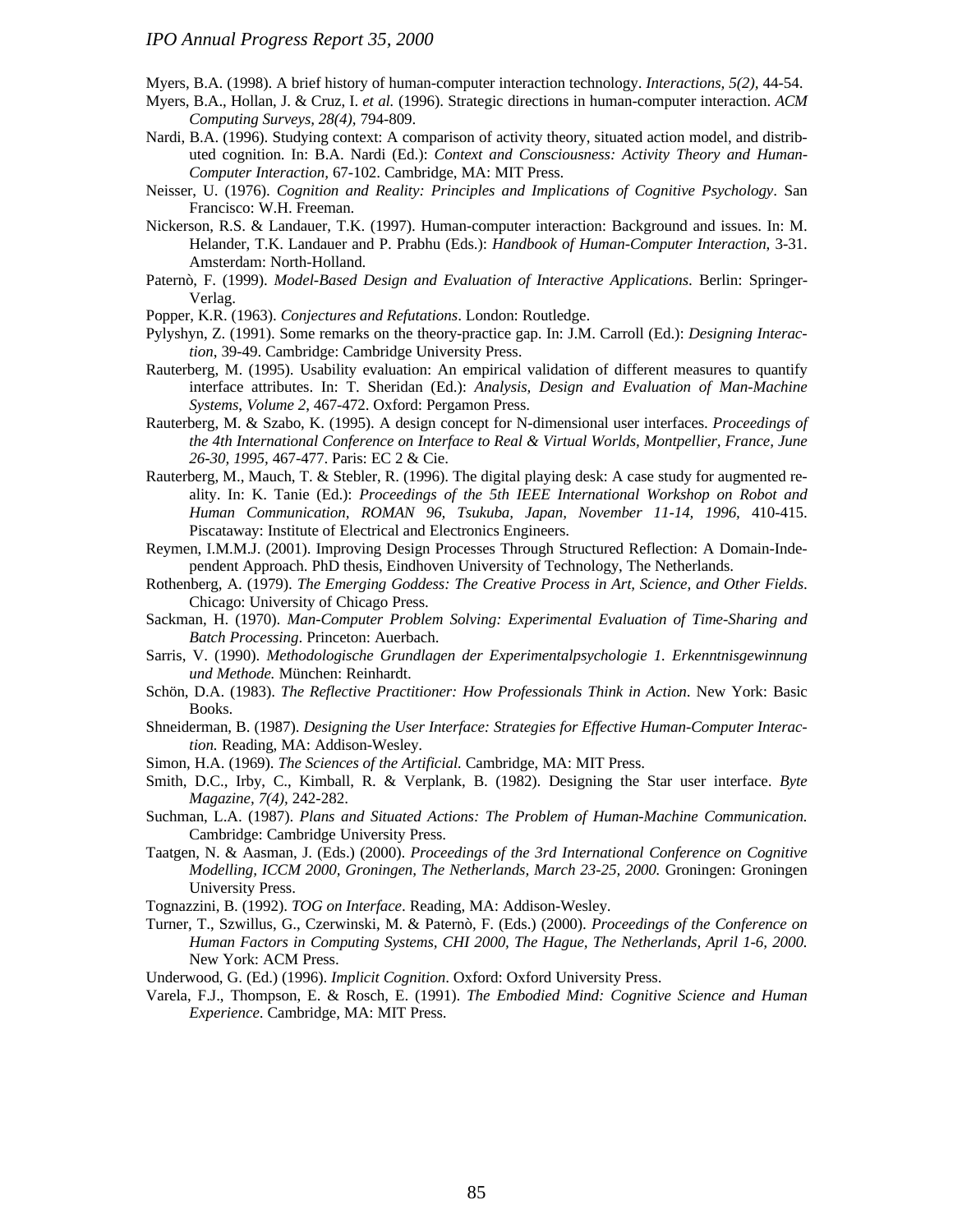Myers, B.A. (1998). A brief history of human-computer interaction technology. *Interactions, 5(2)*, 44-54.

Myers, B.A., Hollan, J. & Cruz, I. *et al.* (1996). Strategic directions in human-computer interaction. *ACM Computing Surveys, 28(4)*, 794-809.

Nardi, B.A. (1996). Studying context: A comparison of activity theory, situated action model, and distributed cognition. In: B.A. Nardi (Ed.): *Context and Consciousness: Activity Theory and Human-Computer Interaction*, 67-102. Cambridge, MA: MIT Press.

Neisser, U. (1976). *Cognition and Reality: Principles and Implications of Cognitive Psychology*. San Francisco: W.H. Freeman.

Nickerson, R.S. & Landauer, T.K. (1997). Human-computer interaction: Background and issues. In: M. Helander, T.K. Landauer and P. Prabhu (Eds.): *Handbook of Human-Computer Interaction*, 3-31. Amsterdam: North-Holland.

Paternò, F. (1999). *Model-Based Design and Evaluation of Interactive Applications*. Berlin: Springer-Verlag.

Popper, K.R. (1963). *Conjectures and Refutations*. London: Routledge.

Pylyshyn, Z. (1991). Some remarks on the theory-practice gap. In: J.M. Carroll (Ed.): *Designing Interaction*, 39-49. Cambridge: Cambridge University Press.

Rauterberg, M. (1995). Usability evaluation: An empirical validation of different measures to quantify interface attributes. In: T. Sheridan (Ed.): *Analysis, Design and Evaluation of Man-Machine Systems, Volume 2*, 467-472. Oxford: Pergamon Press.

Rauterberg, M. & Szabo, K. (1995). A design concept for N-dimensional user interfaces. *Proceedings of the 4th International Conference on Interface to Real & Virtual Worlds, Montpellier, France, June 26-30, 1995*, 467-477. Paris: EC 2 & Cie.

Rauterberg, M., Mauch, T. & Stebler, R. (1996). The digital playing desk: A case study for augmented reality. In: K. Tanie (Ed.): *Proceedings of the 5th IEEE International Workshop on Robot and Human Communication, ROMAN 96, Tsukuba, Japan, November 11-14, 1996*, 410-415. Piscataway: Institute of Electrical and Electronics Engineers.

Reymen, I.M.M.J. (2001). Improving Design Processes Through Structured Reflection: A Domain-Independent Approach. PhD thesis, Eindhoven University of Technology, The Netherlands.

Rothenberg, A. (1979). *The Emerging Goddess: The Creative Process in Art, Science, and Other Fields*. Chicago: University of Chicago Press.

Sackman, H. (1970). *Man-Computer Problem Solving: Experimental Evaluation of Time-Sharing and Batch Processing*. Princeton: Auerbach.

Sarris, V. (1990). *Methodologische Grundlagen der Experimentalpsychologie 1. Erkenntnisgewinnung und Methode.* München: Reinhardt.

Schön, D.A. (1983). *The Reflective Practitioner: How Professionals Think in Action*. New York: Basic Books.

Shneiderman, B. (1987). *Designing the User Interface: Strategies for Effective Human-Computer Interaction.* Reading, MA: Addison-Wesley.

Simon, H.A. (1969). *The Sciences of the Artificial.* Cambridge, MA: MIT Press.

Smith, D.C., Irby, C., Kimball, R. & Verplank, B. (1982). Designing the Star user interface. *Byte Magazine, 7(4)*, 242-282.

Suchman, L.A. (1987). *Plans and Situated Actions: The Problem of Human-Machine Communication.* Cambridge: Cambridge University Press.

Taatgen, N. & Aasman, J. (Eds.) (2000). *Proceedings of the 3rd International Conference on Cognitive Modelling, ICCM 2000, Groningen, The Netherlands, March 23-25, 2000.* Groningen: Groningen University Press.

Tognazzini, B. (1992). *TOG on Interface*. Reading, MA: Addison-Wesley.

Turner, T., Szwillus, G., Czerwinski, M. & Paternò, F. (Eds.) (2000). *Proceedings of the Conference on Human Factors in Computing Systems, CHI 2000, The Hague, The Netherlands, April 1-6, 2000.* New York: ACM Press.

Underwood, G. (Ed.) (1996). *Implicit Cognition*. Oxford: Oxford University Press.

Varela, F.J., Thompson, E. & Rosch, E. (1991). *The Embodied Mind: Cognitive Science and Human Experience*. Cambridge, MA: MIT Press.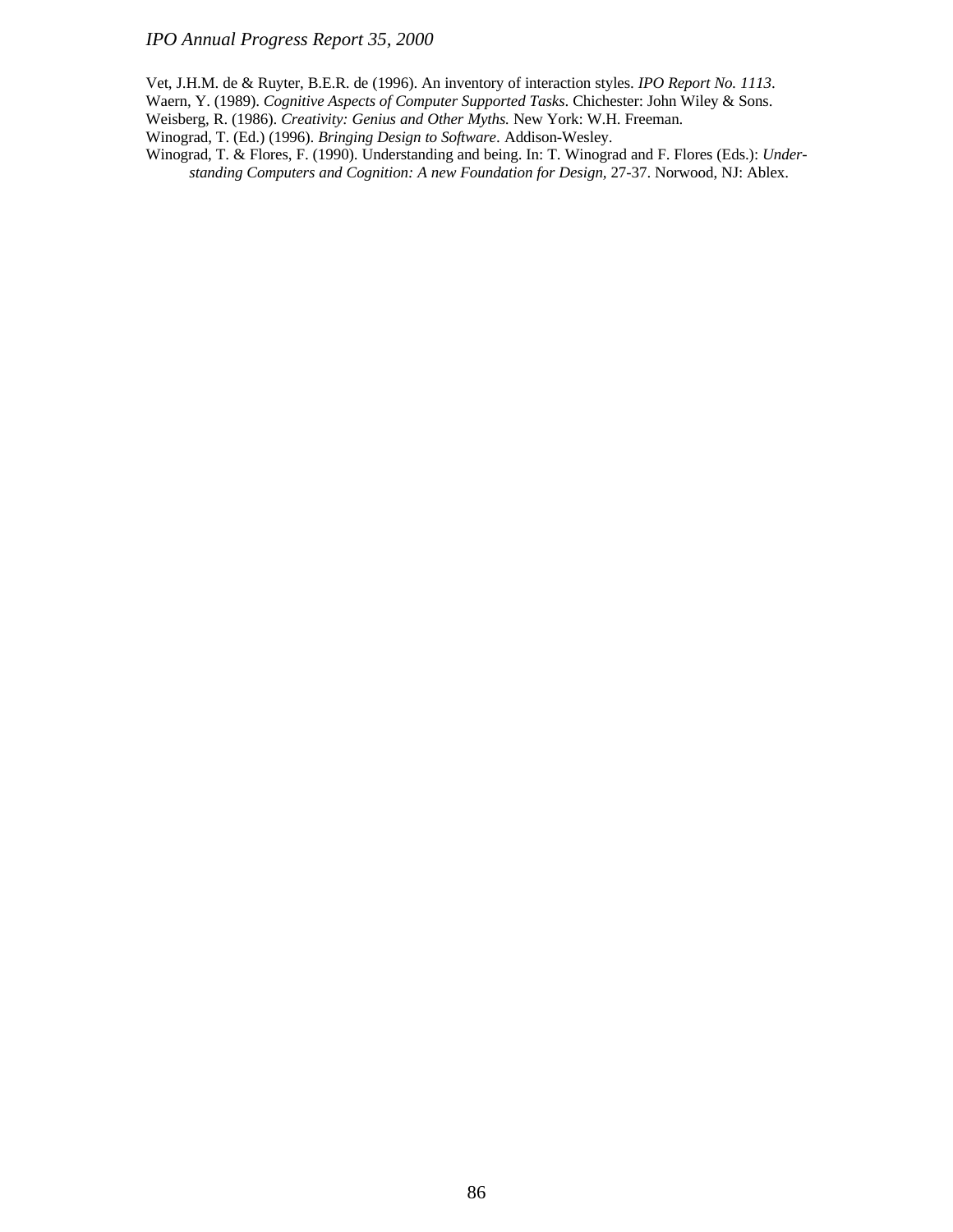Vet, J.H.M. de & Ruyter, B.E.R. de (1996). An inventory of interaction styles. *IPO Report No. 1113*.

Waern, Y. (1989). *Cognitive Aspects of Computer Supported Tasks*. Chichester: John Wiley & Sons.

Weisberg, R. (1986). *Creativity: Genius and Other Myths.* New York: W.H. Freeman.

Winograd, T. (Ed.) (1996). *Bringing Design to Software*. Addison-Wesley.

Winograd, T. & Flores, F. (1990). Understanding and being. In: T. Winograd and F. Flores (Eds.): *Understanding Computers and Cognition: A new Foundation for Design*, 27-37. Norwood, NJ: Ablex.